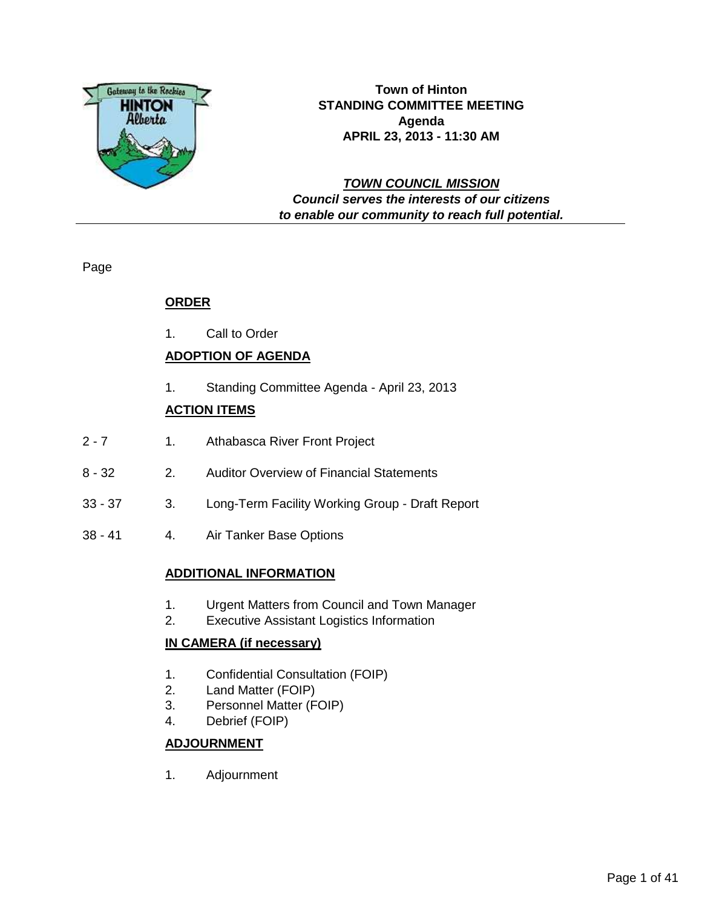# Town of Hinton
## STANDING COMMITTEE MEETING
## Agenda
## APRIL 23, 2013 - 11:30 AM

***TOWN COUNCIL MISSION***
***Council serves the interests of our citizens to enable our community to reach full potential.***

---

Page

**ORDER**

1. Call to Order

**ADOPTION OF AGENDA**

1. Standing Committee Agenda - April 23, 2013

**ACTION ITEMS**

| Page | | |
|---|---|---|
| 2 - 7 | 1. | Athabasca River Front Project |
| 8 - 32 | 2. | Auditor Overview of Financial Statements |
| 33 - 37 | 3. | Long-Term Facility Working Group - Draft Report |
| 38 - 41 | 4. | Air Tanker Base Options |

**ADDITIONAL INFORMATION**

1. Urgent Matters from Council and Town Manager
2. Executive Assistant Logistics Information

**IN CAMERA (if necessary)**

1. Confidential Consultation (FOIP)
2. Land Matter (FOIP)
3. Personnel Matter (FOIP)
4. Debrief (FOIP)

**ADJOURNMENT**

1. Adjournment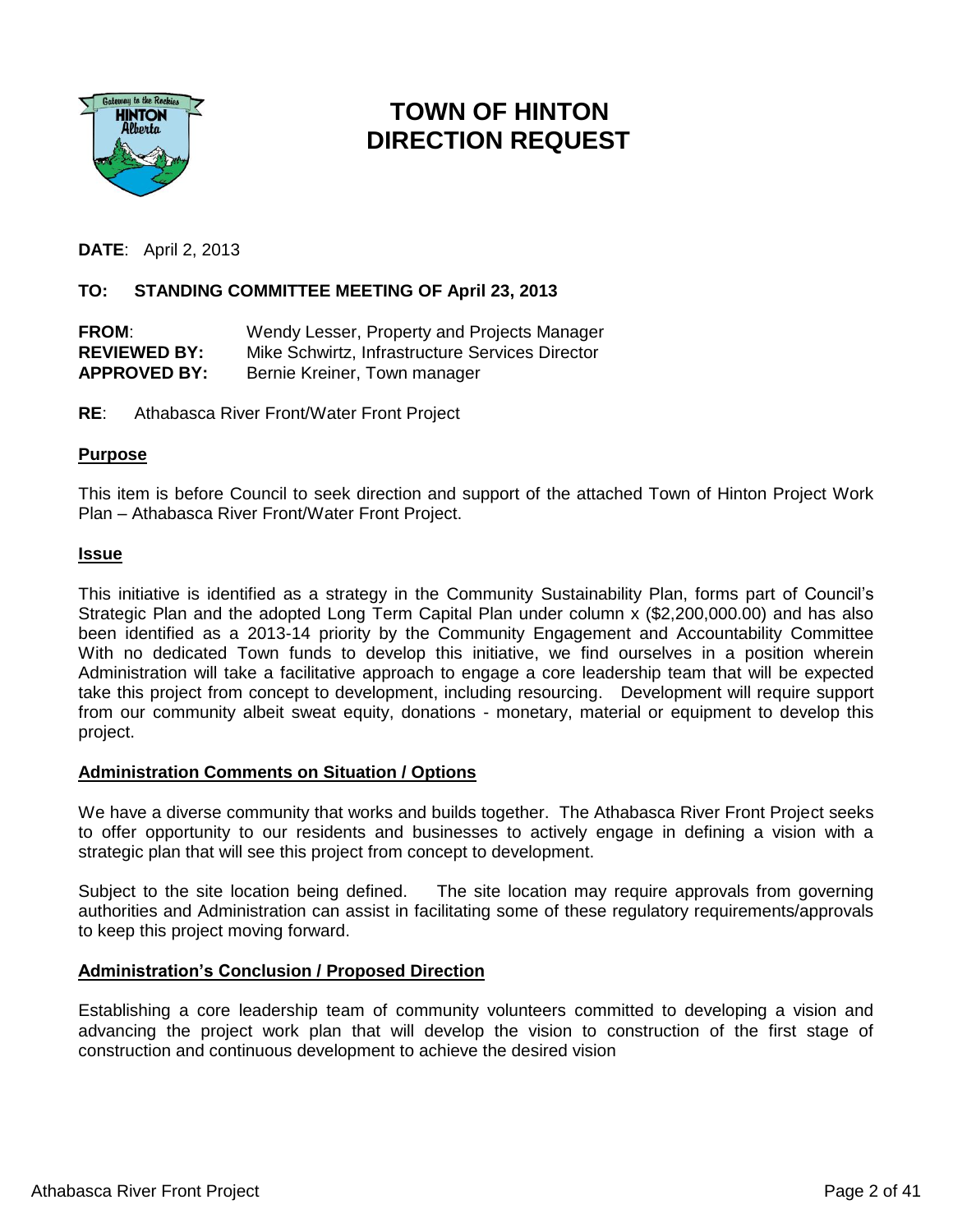# TOWN OF HINTON
# DIRECTION REQUEST

**DATE**: April 2, 2013

**TO: STANDING COMMITTEE MEETING OF April 23, 2013**

**FROM**: Wendy Lesser, Property and Projects Manager
**REVIEWED BY:** Mike Schwirtz, Infrastructure Services Director
**APPROVED BY:** Bernie Kreiner, Town manager

**RE**: Athabasca River Front/Water Front Project

## Purpose

This item is before Council to seek direction and support of the attached Town of Hinton Project Work Plan – Athabasca River Front/Water Front Project.

## Issue

This initiative is identified as a strategy in the Community Sustainability Plan, forms part of Council's Strategic Plan and the adopted Long Term Capital Plan under column x ($2,200,000.00) and has also been identified as a 2013-14 priority by the Community Engagement and Accountability Committee With no dedicated Town funds to develop this initiative, we find ourselves in a position wherein Administration will take a facilitative approach to engage a core leadership team that will be expected take this project from concept to development, including resourcing. Development will require support from our community albeit sweat equity, donations - monetary, material or equipment to develop this project.

## Administration Comments on Situation / Options

We have a diverse community that works and builds together. The Athabasca River Front Project seeks to offer opportunity to our residents and businesses to actively engage in defining a vision with a strategic plan that will see this project from concept to development.

Subject to the site location being defined. The site location may require approvals from governing authorities and Administration can assist in facilitating some of these regulatory requirements/approvals to keep this project moving forward.

## Administration's Conclusion / Proposed Direction

Establishing a core leadership team of community volunteers committed to developing a vision and advancing the project work plan that will develop the vision to construction of the first stage of construction and continuous development to achieve the desired vision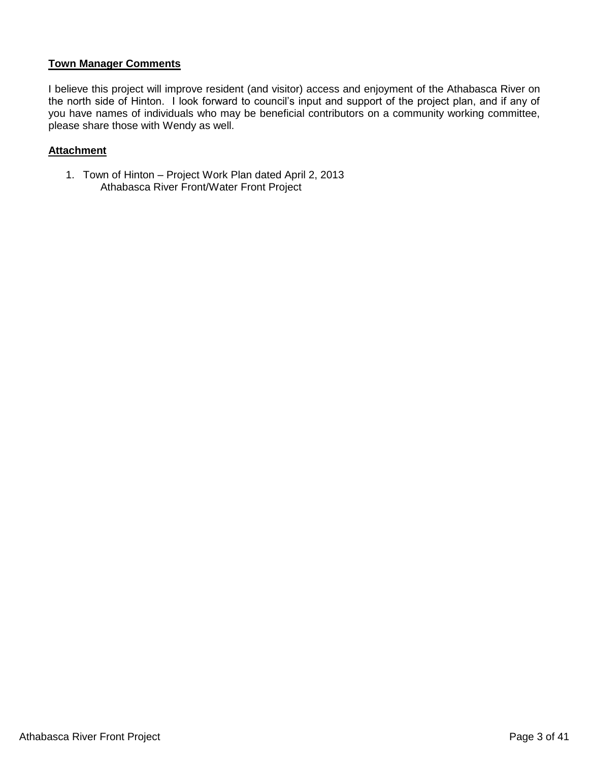**Town Manager Comments**

I believe this project will improve resident (and visitor) access and enjoyment of the Athabasca River on the north side of Hinton. I look forward to council's input and support of the project plan, and if any of you have names of individuals who may be beneficial contributors on a community working committee, please share those with Wendy as well.

**Attachment**

1. Town of Hinton – Project Work Plan dated April 2, 2013
   Athabasca River Front/Water Front Project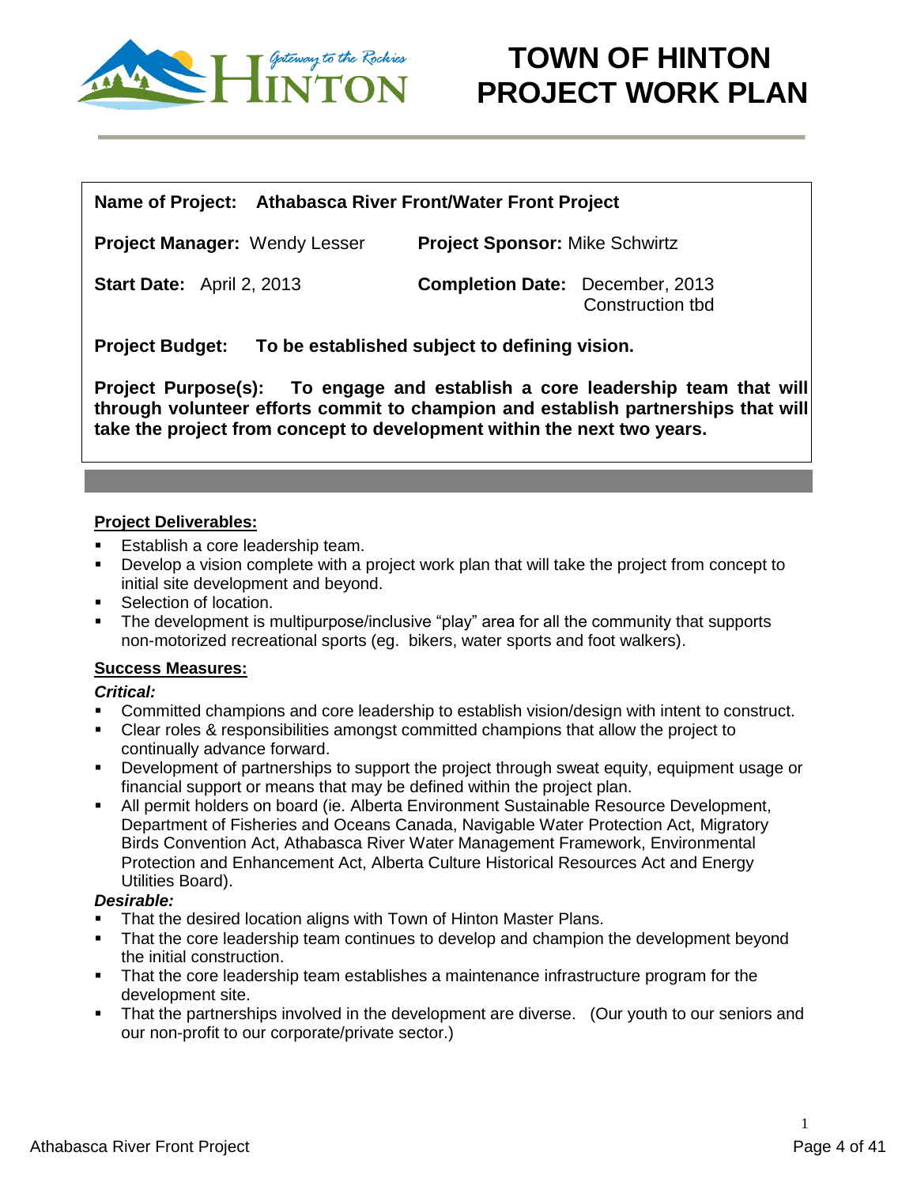# TOWN OF HINTON
# PROJECT WORK PLAN

**Name of Project:** **Athabasca River Front/Water Front Project**

**Project Manager:** Wendy Lesser **Project Sponsor:** Mike Schwirtz

**Start Date:** April 2, 2013 **Completion Date:** December, 2013
Construction tbd

**Project Budget:** **To be established subject to defining vision.**

**Project Purpose(s):** **To engage and establish a core leadership team that will through volunteer efforts commit to champion and establish partnerships that will take the project from concept to development within the next two years.**

**<u>Project Deliverables:</u>**

- Establish a core leadership team.
- Develop a vision complete with a project work plan that will take the project from concept to initial site development and beyond.
- Selection of location.
- The development is multipurpose/inclusive "play" area for all the community that supports non-motorized recreational sports (eg. bikers, water sports and foot walkers).

**<u>Success Measures:</u>**

***Critical:***

- Committed champions and core leadership to establish vision/design with intent to construct.
- Clear roles & responsibilities amongst committed champions that allow the project to continually advance forward.
- Development of partnerships to support the project through sweat equity, equipment usage or financial support or means that may be defined within the project plan.
- All permit holders on board (ie. Alberta Environment Sustainable Resource Development, Department of Fisheries and Oceans Canada, Navigable Water Protection Act, Migratory Birds Convention Act, Athabasca River Water Management Framework, Environmental Protection and Enhancement Act, Alberta Culture Historical Resources Act and Energy Utilities Board).

***Desirable:***

- That the desired location aligns with Town of Hinton Master Plans.
- That the core leadership team continues to develop and champion the development beyond the initial construction.
- That the core leadership team establishes a maintenance infrastructure program for the development site.
- That the partnerships involved in the development are diverse. (Our youth to our seniors and our non-profit to our corporate/private sector.)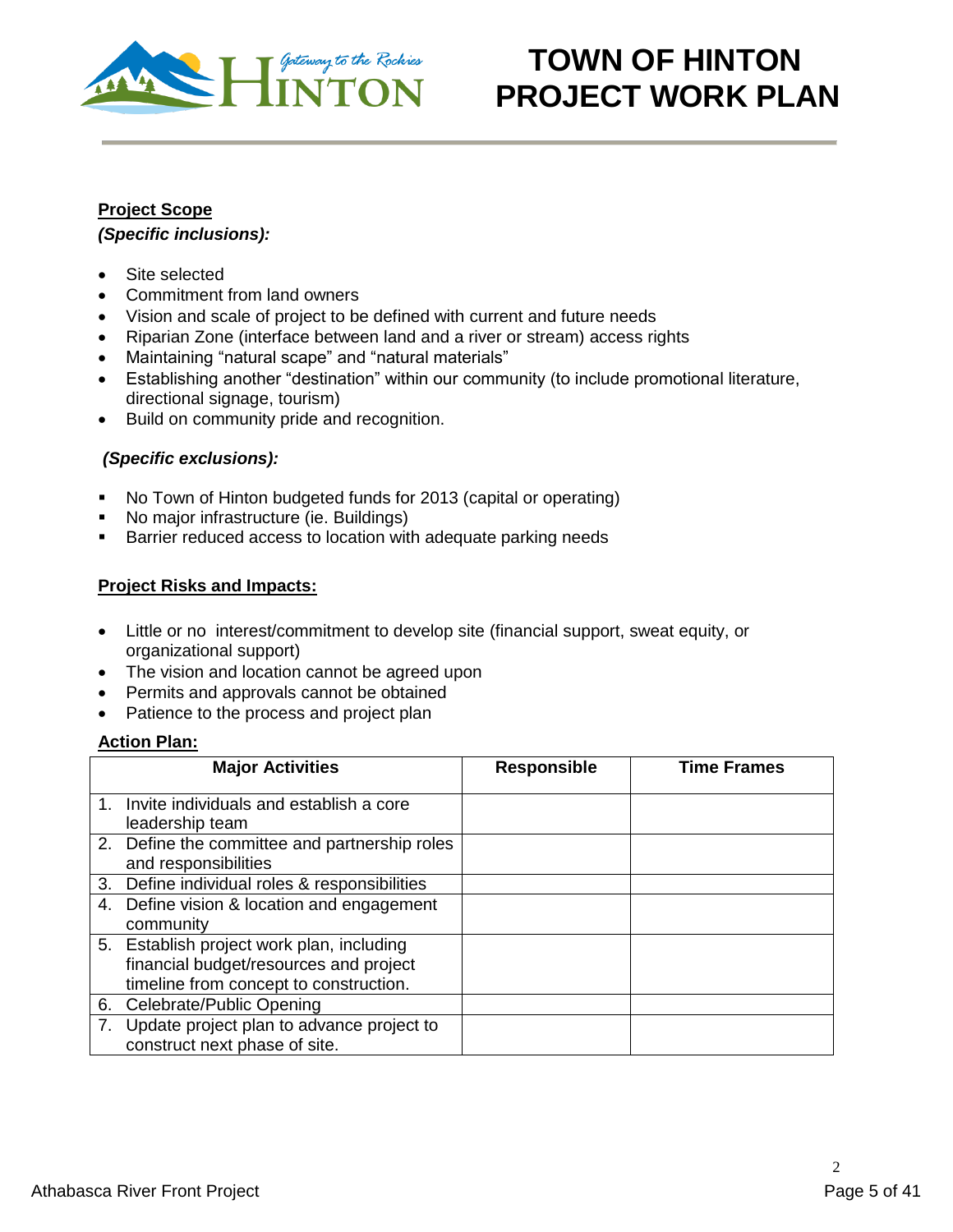# TOWN OF HINTON PROJECT WORK PLAN

**Project Scope**

***(Specific inclusions):***

- Site selected
- Commitment from land owners
- Vision and scale of project to be defined with current and future needs
- Riparian Zone (interface between land and a river or stream) access rights
- Maintaining "natural scape" and "natural materials"
- Establishing another "destination" within our community (to include promotional literature, directional signage, tourism)
- Build on community pride and recognition.

***(Specific exclusions):***

- No Town of Hinton budgeted funds for 2013 (capital or operating)
- No major infrastructure (ie. Buildings)
- Barrier reduced access to location with adequate parking needs

**Project Risks and Impacts:**

- Little or no interest/commitment to develop site (financial support, sweat equity, or organizational support)
- The vision and location cannot be agreed upon
- Permits and approvals cannot be obtained
- Patience to the process and project plan

**Action Plan:**

| Major Activities | Responsible | Time Frames |
|---|---|---|
| 1. Invite individuals and establish a core leadership team | | |
| 2. Define the committee and partnership roles and responsibilities | | |
| 3. Define individual roles & responsibilities | | |
| 4. Define vision & location and engagement community | | |
| 5. Establish project work plan, including financial budget/resources and project timeline from concept to construction. | | |
| 6. Celebrate/Public Opening | | |
| 7. Update project plan to advance project to construct next phase of site. | | |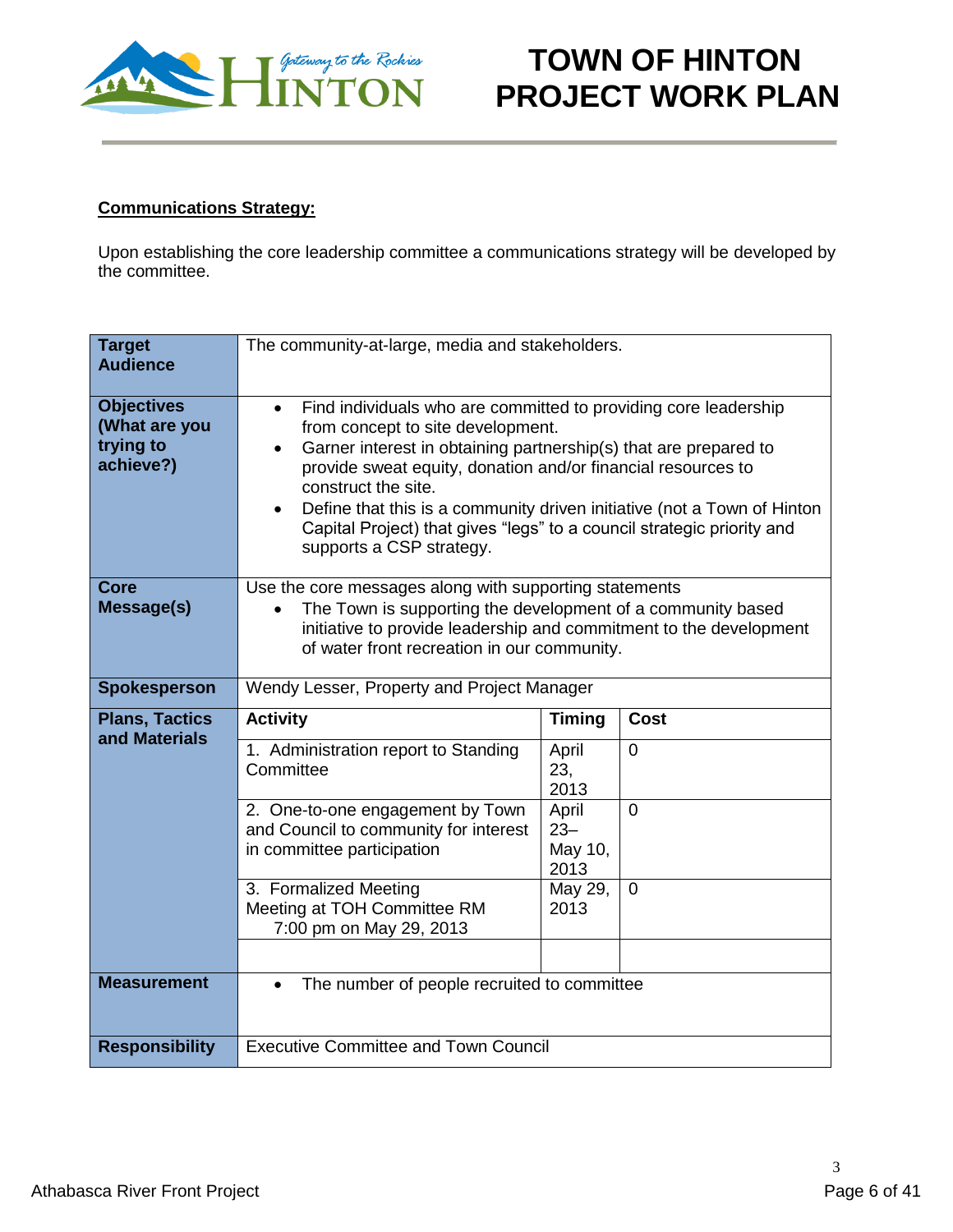**Communications Strategy:**

Upon establishing the core leadership committee a communications strategy will be developed by the committee.

| **Target Audience** | The community-at-large, media and stakeholders. | | |
|---|---|---|---|
| **Objectives (What are you trying to achieve?)** | • Find individuals who are committed to providing core leadership from concept to site development.<br>• Garner interest in obtaining partnership(s) that are prepared to provide sweat equity, donation and/or financial resources to construct the site.<br>• Define that this is a community driven initiative (not a Town of Hinton Capital Project) that gives "legs" to a council strategic priority and supports a CSP strategy. | | |
| **Core Message(s)** | Use the core messages along with supporting statements<br>• The Town is supporting the development of a community based initiative to provide leadership and commitment to the development of water front recreation in our community. | | |
| **Spokesperson** | Wendy Lesser, Property and Project Manager | | |
| **Plans, Tactics and Materials** | **Activity** | **Timing** | **Cost** |
| | 1. Administration report to Standing Committee | April 23, 2013 | 0 |
| | 2. One-to-one engagement by Town and Council to community for interest in committee participation | April 23– May 10, 2013 | 0 |
| | 3. Formalized Meeting<br>Meeting at TOH Committee RM<br>7:00 pm on May 29, 2013 | May 29, 2013 | 0 |
| | | | |
| **Measurement** | • The number of people recruited to committee | | |
| **Responsibility** | Executive Committee and Town Council | | |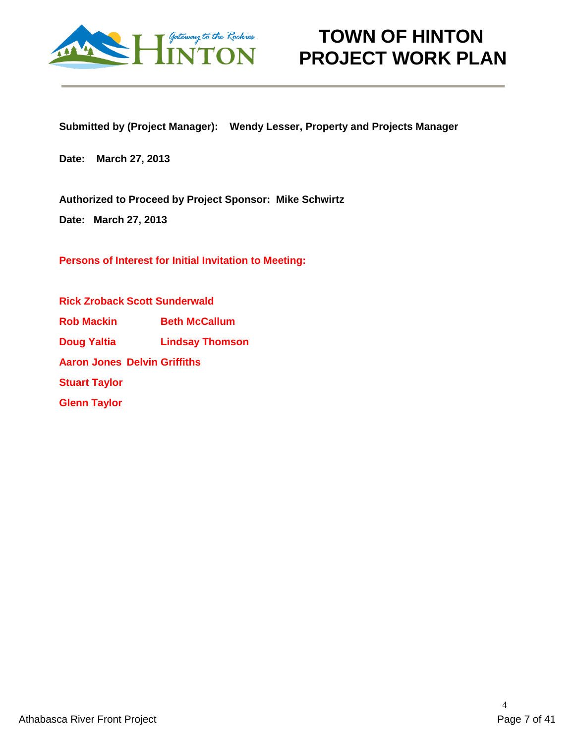# TOWN OF HINTON PROJECT WORK PLAN

**Submitted by (Project Manager): Wendy Lesser, Property and Projects Manager**

**Date: March 27, 2013**

**Authorized to Proceed by Project Sponsor: Mike Schwirtz**

**Date: March 27, 2013**

**Persons of Interest for Initial Invitation to Meeting:**

**Rick Zroback Scott Sunderwald**

**Rob Mackin Beth McCallum**

**Doug Yaltia Lindsay Thomson**

**Aaron Jones Delvin Griffiths**

**Stuart Taylor**

**Glenn Taylor**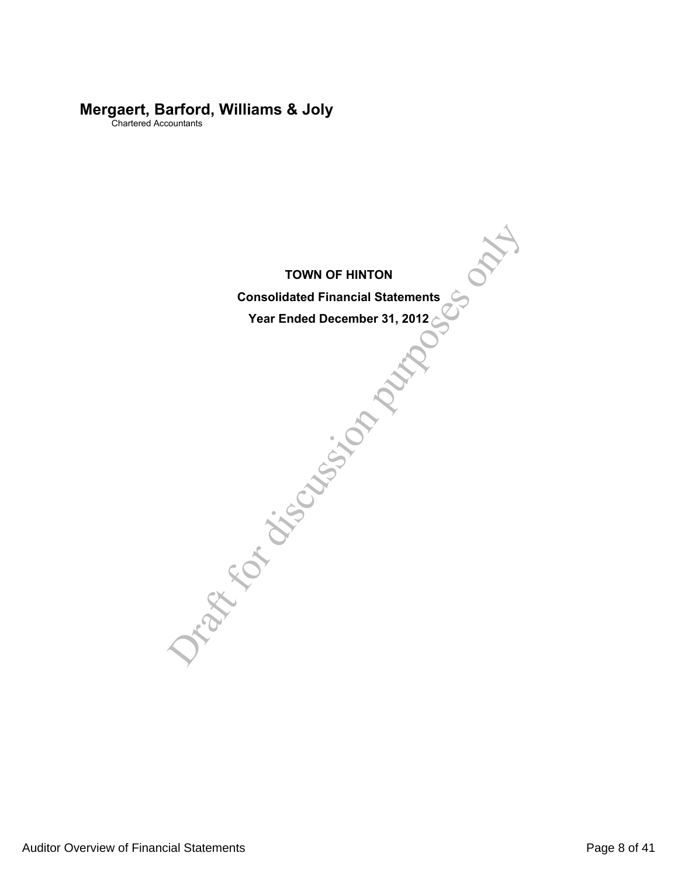**Mergaert, Barford, Williams & Joly**
Chartered Accountants

# TOWN OF HINTON

## Consolidated Financial Statements

### Year Ended December 31, 2012

Draft for discussion purposes only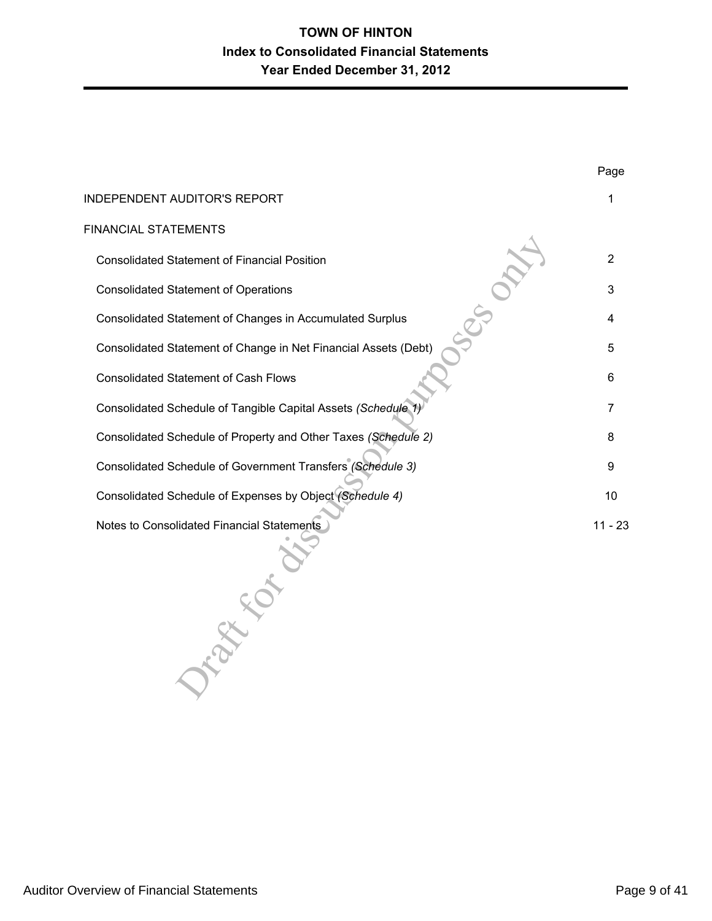# TOWN OF HINTON

## Index to Consolidated Financial Statements

## Year Ended December 31, 2012

| | Page |
|---|---|
| INDEPENDENT AUDITOR'S REPORT | 1 |
| FINANCIAL STATEMENTS | |
| Consolidated Statement of Financial Position | 2 |
| Consolidated Statement of Operations | 3 |
| Consolidated Statement of Changes in Accumulated Surplus | 4 |
| Consolidated Statement of Change in Net Financial Assets (Debt) | 5 |
| Consolidated Statement of Cash Flows | 6 |
| Consolidated Schedule of Tangible Capital Assets *(Schedule 1)* | 7 |
| Consolidated Schedule of Property and Other Taxes *(Schedule 2)* | 8 |
| Consolidated Schedule of Government Transfers *(Schedule 3)* | 9 |
| Consolidated Schedule of Expenses by Object *(Schedule 4)* | 10 |
| Notes to Consolidated Financial Statements | 11 - 23 |

Draft for discussion purposes only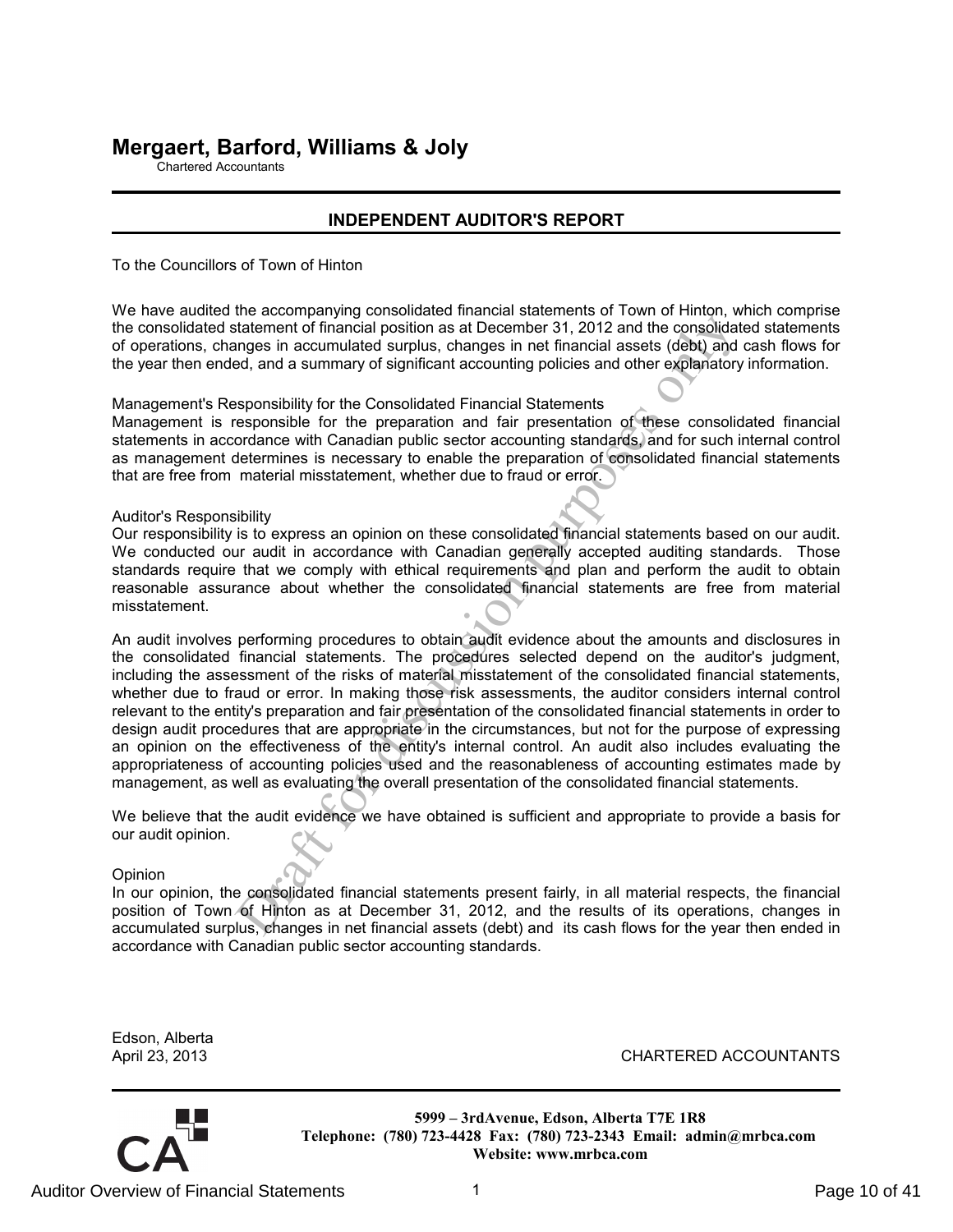# Mergaert, Barford, Williams & Joly

Chartered Accountants

## INDEPENDENT AUDITOR'S REPORT

To the Councillors of Town of Hinton

We have audited the accompanying consolidated financial statements of Town of Hinton, which comprise the consolidated statement of financial position as at December 31, 2012 and the consolidated statements of operations, changes in accumulated surplus, changes in net financial assets (debt) and cash flows for the year then ended, and a summary of significant accounting policies and other explanatory information.

Management's Responsibility for the Consolidated Financial Statements

Management is responsible for the preparation and fair presentation of these consolidated financial statements in accordance with Canadian public sector accounting standards, and for such internal control as management determines is necessary to enable the preparation of consolidated financial statements that are free from material misstatement, whether due to fraud or error.

Auditor's Responsibility

Our responsibility is to express an opinion on these consolidated financial statements based on our audit. We conducted our audit in accordance with Canadian generally accepted auditing standards. Those standards require that we comply with ethical requirements and plan and perform the audit to obtain reasonable assurance about whether the consolidated financial statements are free from material misstatement.

An audit involves performing procedures to obtain audit evidence about the amounts and disclosures in the consolidated financial statements. The procedures selected depend on the auditor's judgment, including the assessment of the risks of material misstatement of the consolidated financial statements, whether due to fraud or error. In making those risk assessments, the auditor considers internal control relevant to the entity's preparation and fair presentation of the consolidated financial statements in order to design audit procedures that are appropriate in the circumstances, but not for the purpose of expressing an opinion on the effectiveness of the entity's internal control. An audit also includes evaluating the appropriateness of accounting policies used and the reasonableness of accounting estimates made by management, as well as evaluating the overall presentation of the consolidated financial statements.

We believe that the audit evidence we have obtained is sufficient and appropriate to provide a basis for our audit opinion.

Opinion

In our opinion, the consolidated financial statements present fairly, in all material respects, the financial position of Town of Hinton as at December 31, 2012, and the results of its operations, changes in accumulated surplus, changes in net financial assets (debt) and its cash flows for the year then ended in accordance with Canadian public sector accounting standards.

Edson, Alberta
April 23, 2013

CHARTERED ACCOUNTANTS

Draft for discussion purposes only.

**5999 – 3rdAvenue, Edson, Alberta T7E 1R8**
**Telephone: (780) 723-4428 Fax: (780) 723-2343 Email: admin@mrbca.com**
**Website: www.mrbca.com**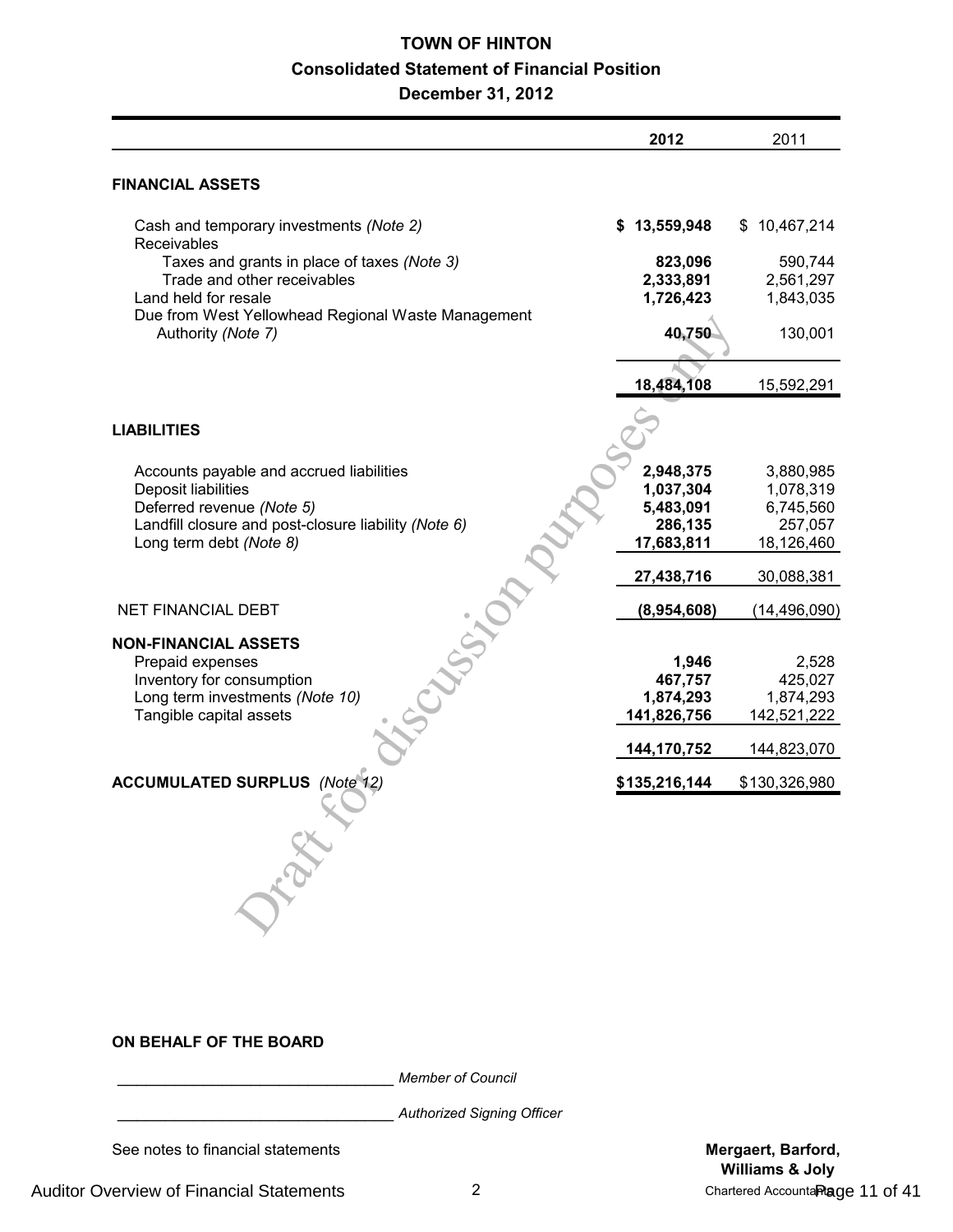# TOWN OF HINTON

## Consolidated Statement of Financial Position

### December 31, 2012

| | 2012 | 2011 |
|---|---|---|
| **FINANCIAL ASSETS** | | |
| Cash and temporary investments *(Note 2)* | **$ 13,559,948** | $ 10,467,214 |
| Receivables | | |
| Taxes and grants in place of taxes *(Note 3)* | **823,096** | 590,744 |
| Trade and other receivables | **2,333,891** | 2,561,297 |
| Land held for resale | **1,726,423** | 1,843,035 |
| Due from West Yellowhead Regional Waste Management Authority *(Note 7)* | **40,750** | 130,001 |
| | **18,484,108** | 15,592,291 |
| **LIABILITIES** | | |
| Accounts payable and accrued liabilities | **2,948,375** | 3,880,985 |
| Deposit liabilities | **1,037,304** | 1,078,319 |
| Deferred revenue *(Note 5)* | **5,483,091** | 6,745,560 |
| Landfill closure and post-closure liability *(Note 6)* | **286,135** | 257,057 |
| Long term debt *(Note 8)* | **17,683,811** | 18,126,460 |
| | **27,438,716** | 30,088,381 |
| NET FINANCIAL DEBT | **(8,954,608)** | (14,496,090) |
| **NON-FINANCIAL ASSETS** | | |
| Prepaid expenses | **1,946** | 2,528 |
| Inventory for consumption | **467,757** | 425,027 |
| Long term investments *(Note 10)* | **1,874,293** | 1,874,293 |
| Tangible capital assets | **141,826,756** | 142,521,222 |
| | **144,170,752** | 144,823,070 |
| **ACCUMULATED SURPLUS** *(Note 12)* | **$135,216,144** | $130,326,980 |

Draft for discussion purposes only

**ON BEHALF OF THE BOARD**

\_\_\_\_\_\_\_\_\_\_\_\_\_\_\_\_\_\_\_\_\_\_\_\_\_\_\_\_\_\_\_\_ *Member of Council*

\_\_\_\_\_\_\_\_\_\_\_\_\_\_\_\_\_\_\_\_\_\_\_\_\_\_\_\_\_\_\_\_ *Authorized Signing Officer*

See notes to financial statements

**Mergaert, Barford, Williams & Joly**
Chartered Accountants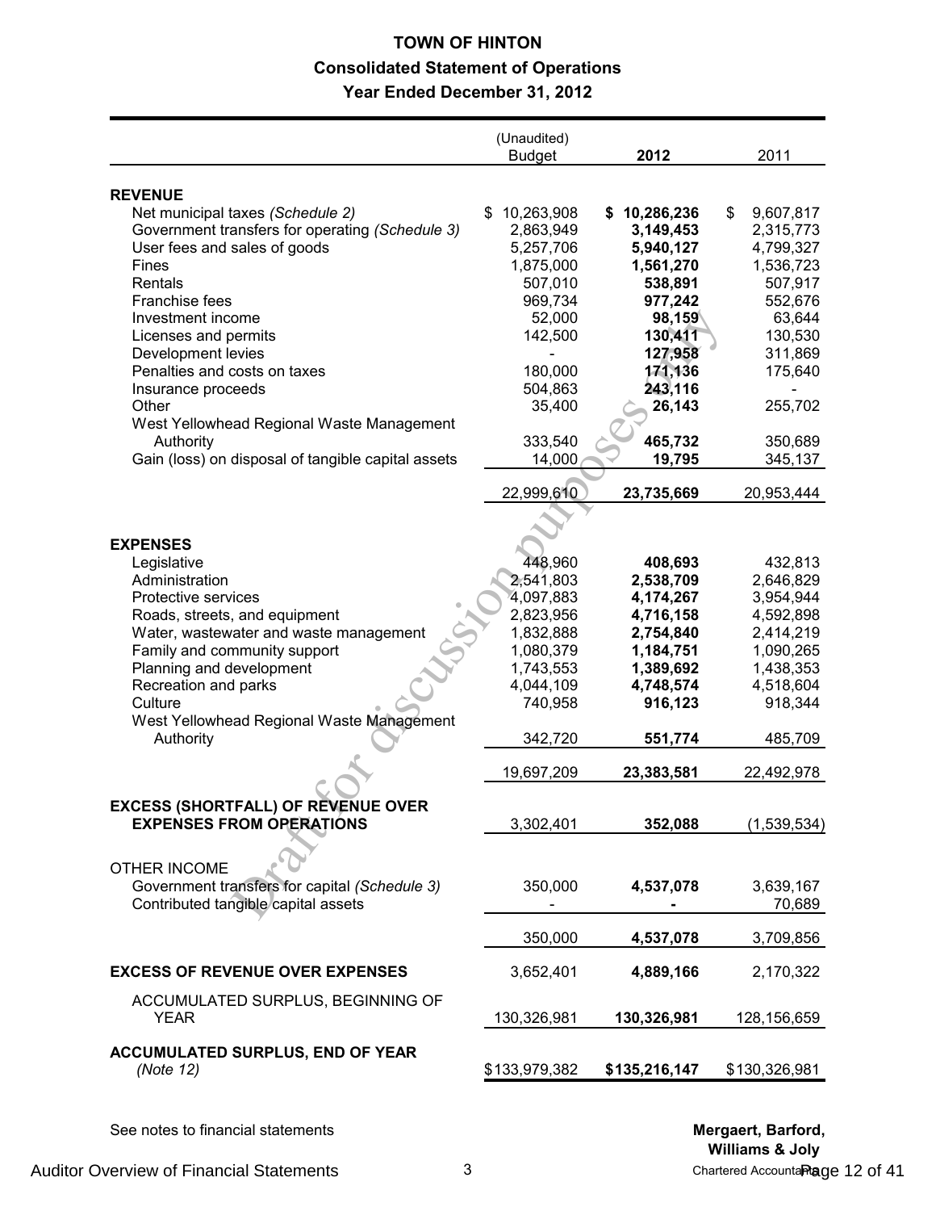# TOWN OF HINTON

## Consolidated Statement of Operations

## Year Ended December 31, 2012

| | (Unaudited) Budget | 2012 | 2011 |
|---|---|---|---|
| **REVENUE** | | | |
| Net municipal taxes *(Schedule 2)* | $ 10,263,908 | **$ 10,286,236** | $ 9,607,817 |
| Government transfers for operating *(Schedule 3)* | 2,863,949 | **3,149,453** | 2,315,773 |
| User fees and sales of goods | 5,257,706 | **5,940,127** | 4,799,327 |
| Fines | 1,875,000 | **1,561,270** | 1,536,723 |
| Rentals | 507,010 | **538,891** | 507,917 |
| Franchise fees | 969,734 | **977,242** | 552,676 |
| Investment income | 52,000 | **98,159** | 63,644 |
| Licenses and permits | 142,500 | **130,411** | 130,530 |
| Development levies | - | **127,958** | 311,869 |
| Penalties and costs on taxes | 180,000 | **171,136** | 175,640 |
| Insurance proceeds | 504,863 | **243,116** | - |
| Other | 35,400 | **26,143** | 255,702 |
| West Yellowhead Regional Waste Management Authority | 333,540 | **465,732** | 350,689 |
| Gain (loss) on disposal of tangible capital assets | 14,000 | **19,795** | 345,137 |
| | 22,999,610 | **23,735,669** | 20,953,444 |
| **EXPENSES** | | | |
| Legislative | 448,960 | **408,693** | 432,813 |
| Administration | 2,541,803 | **2,538,709** | 2,646,829 |
| Protective services | 4,097,883 | **4,174,267** | 3,954,944 |
| Roads, streets, and equipment | 2,823,956 | **4,716,158** | 4,592,898 |
| Water, wastewater and waste management | 1,832,888 | **2,754,840** | 2,414,219 |
| Family and community support | 1,080,379 | **1,184,751** | 1,090,265 |
| Planning and development | 1,743,553 | **1,389,692** | 1,438,353 |
| Recreation and parks | 4,044,109 | **4,748,574** | 4,518,604 |
| Culture | 740,958 | **916,123** | 918,344 |
| West Yellowhead Regional Waste Management Authority | 342,720 | **551,774** | 485,709 |
| | 19,697,209 | **23,383,581** | 22,492,978 |
| **EXCESS (SHORTFALL) OF REVENUE OVER EXPENSES FROM OPERATIONS** | 3,302,401 | **352,088** | (1,539,534) |
| OTHER INCOME | | | |
| Government transfers for capital *(Schedule 3)* | 350,000 | **4,537,078** | 3,639,167 |
| Contributed tangible capital assets | - | **-** | 70,689 |
| | 350,000 | **4,537,078** | 3,709,856 |
| **EXCESS OF REVENUE OVER EXPENSES** | 3,652,401 | **4,889,166** | 2,170,322 |
| ACCUMULATED SURPLUS, BEGINNING OF YEAR | 130,326,981 | **130,326,981** | 128,156,659 |
| **ACCUMULATED SURPLUS, END OF YEAR** *(Note 12)* | $133,979,382 | **$135,216,147** | $130,326,981 |

See notes to financial statements

**Mergaert, Barford, Williams & Joly**
Chartered Accountants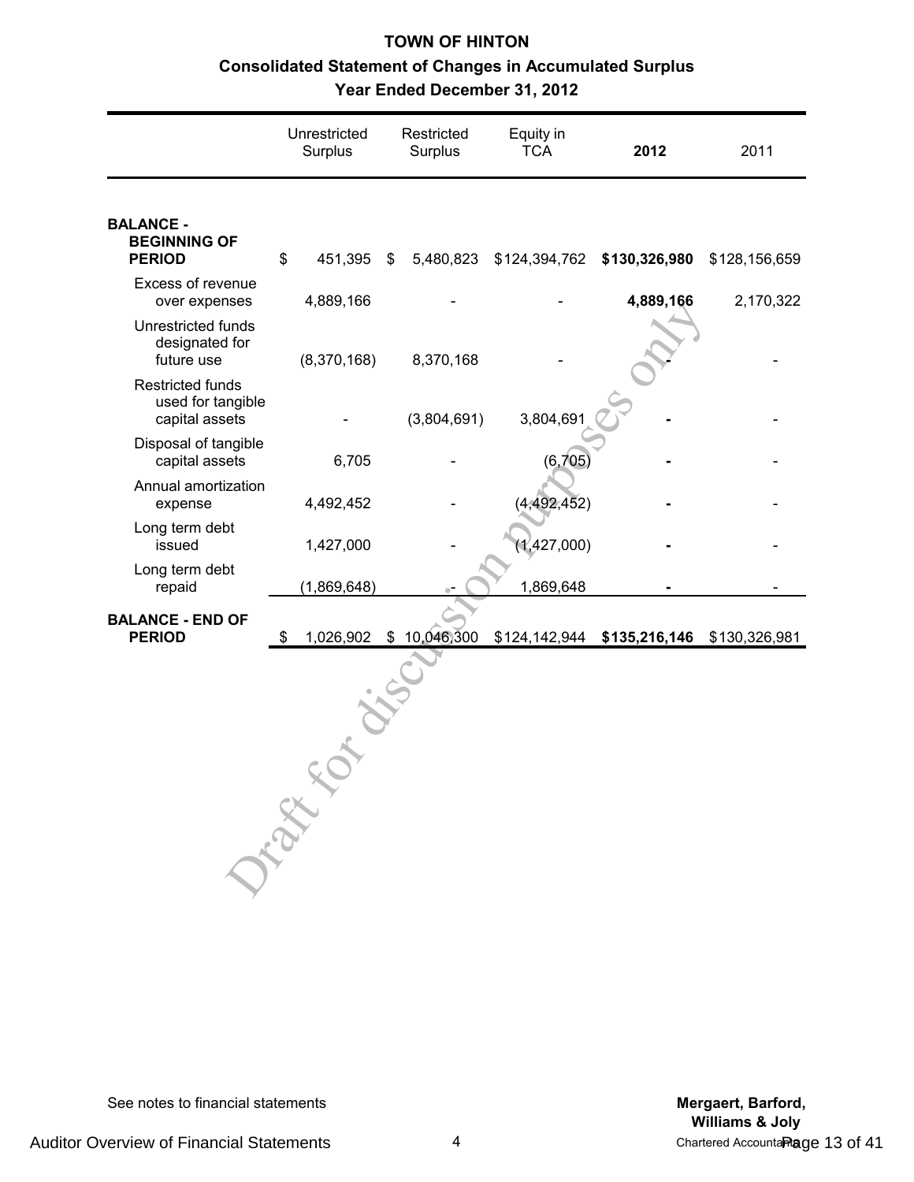# TOWN OF HINTON

## Consolidated Statement of Changes in Accumulated Surplus

### Year Ended December 31, 2012

| | Unrestricted Surplus | Restricted Surplus | Equity in TCA | **2012** | 2011 |
|---|---|---|---|---|---|
| **BALANCE - BEGINNING OF PERIOD** | $ 451,395 | $ 5,480,823 | $124,394,762 | **$130,326,980** | $128,156,659 |
| Excess of revenue over expenses | 4,889,166 | - | - | **4,889,166** | 2,170,322 |
| Unrestricted funds designated for future use | (8,370,168) | 8,370,168 | - | **-** | - |
| Restricted funds used for tangible capital assets | - | (3,804,691) | 3,804,691 | **-** | - |
| Disposal of tangible capital assets | 6,705 | - | (6,705) | **-** | - |
| Annual amortization expense | 4,492,452 | - | (4,492,452) | **-** | - |
| Long term debt issued | 1,427,000 | - | (1,427,000) | **-** | - |
| Long term debt repaid | (1,869,648) | - | 1,869,648 | **-** | - |
| **BALANCE - END OF PERIOD** | $ 1,026,902 | $ 10,046,300 | $124,142,944 | **$135,216,146** | $130,326,981 |

Draft for discussion purposes only

See notes to financial statements

**Mergaert, Barford, Williams & Joly**
Chartered Accountants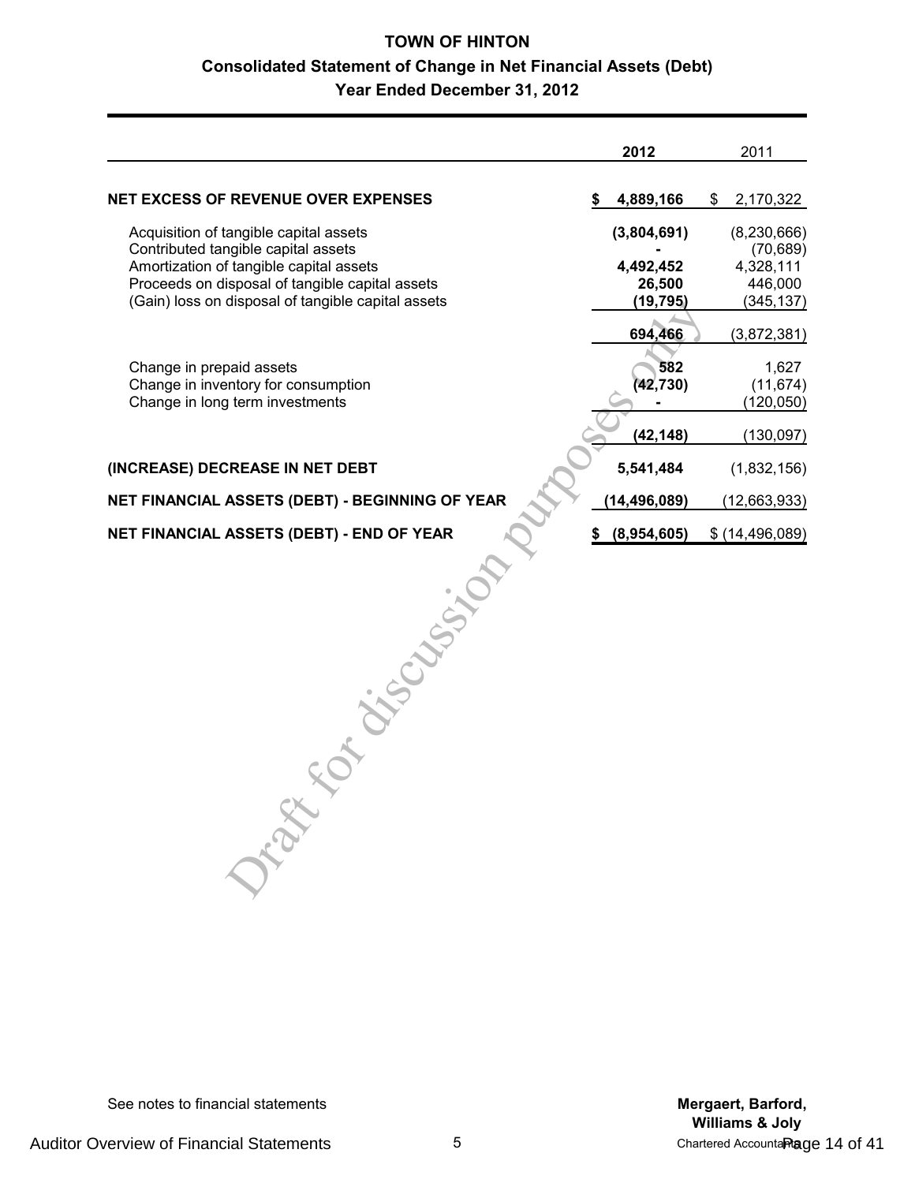# TOWN OF HINTON

## Consolidated Statement of Change in Net Financial Assets (Debt)

### Year Ended December 31, 2012

| | 2012 | 2011 |
|---|---|---|
| **NET EXCESS OF REVENUE OVER EXPENSES** | **$ 4,889,166** | $ 2,170,322 |
| Acquisition of tangible capital assets | **(3,804,691)** | (8,230,666) |
| Contributed tangible capital assets | **-** | (70,689) |
| Amortization of tangible capital assets | **4,492,452** | 4,328,111 |
| Proceeds on disposal of tangible capital assets | **26,500** | 446,000 |
| (Gain) loss on disposal of tangible capital assets | **(19,795)** | (345,137) |
| | **694,466** | (3,872,381) |
| Change in prepaid assets | **582** | 1,627 |
| Change in inventory for consumption | **(42,730)** | (11,674) |
| Change in long term investments | **-** | (120,050) |
| | **(42,148)** | (130,097) |
| **(INCREASE) DECREASE IN NET DEBT** | **5,541,484** | (1,832,156) |
| **NET FINANCIAL ASSETS (DEBT) - BEGINNING OF YEAR** | **(14,496,089)** | (12,663,933) |
| **NET FINANCIAL ASSETS (DEBT) - END OF YEAR** | **$ (8,954,605)** | $ (14,496,089) |

Draft for discussion purposes only

See notes to financial statements

**Mergaert, Barford, Williams & Joly**
Chartered Accountants

Auditor Overview of Financial Statements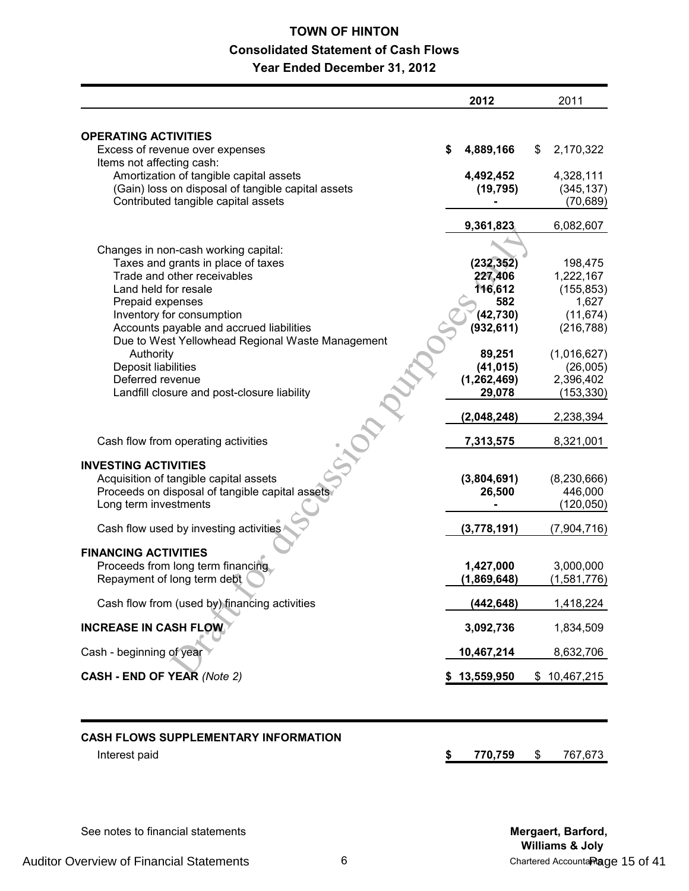# TOWN OF HINTON

## Consolidated Statement of Cash Flows

### Year Ended December 31, 2012

| | **2012** | 2011 |
|---|---|---|
| **OPERATING ACTIVITIES** | | |
| Excess of revenue over expenses | **$ 4,889,166** | $ 2,170,322 |
| Items not affecting cash: | | |
| Amortization of tangible capital assets | **4,492,452** | 4,328,111 |
| (Gain) loss on disposal of tangible capital assets | **(19,795)** | (345,137) |
| Contributed tangible capital assets | **-** | (70,689) |
| | **9,361,823** | 6,082,607 |
| Changes in non-cash working capital: | | |
| Taxes and grants in place of taxes | **(232,352)** | 198,475 |
| Trade and other receivables | **227,406** | 1,222,167 |
| Land held for resale | **116,612** | (155,853) |
| Prepaid expenses | **582** | 1,627 |
| Inventory for consumption | **(42,730)** | (11,674) |
| Accounts payable and accrued liabilities | **(932,611)** | (216,788) |
| Due to West Yellowhead Regional Waste Management Authority | **89,251** | (1,016,627) |
| Deposit liabilities | **(41,015)** | (26,005) |
| Deferred revenue | **(1,262,469)** | 2,396,402 |
| Landfill closure and post-closure liability | **29,078** | (153,330) |
| | **(2,048,248)** | 2,238,394 |
| Cash flow from operating activities | **7,313,575** | 8,321,001 |
| **INVESTING ACTIVITIES** | | |
| Acquisition of tangible capital assets | **(3,804,691)** | (8,230,666) |
| Proceeds on disposal of tangible capital assets | **26,500** | 446,000 |
| Long term investments | **-** | (120,050) |
| Cash flow used by investing activities | **(3,778,191)** | (7,904,716) |
| **FINANCING ACTIVITIES** | | |
| Proceeds from long term financing | **1,427,000** | 3,000,000 |
| Repayment of long term debt | **(1,869,648)** | (1,581,776) |
| Cash flow from (used by) financing activities | **(442,648)** | 1,418,224 |
| **INCREASE IN CASH FLOW** | **3,092,736** | 1,834,509 |
| Cash - beginning of year | **10,467,214** | 8,632,706 |
| **CASH - END OF YEAR** *(Note 2)* | **$ 13,559,950** | $ 10,467,215 |

| **CASH FLOWS SUPPLEMENTARY INFORMATION** | | |
|---|---|---|
| Interest paid | **$ 770,759** | $ 767,673 |

See notes to financial statements

**Mergaert, Barford, Williams & Joly**
Chartered Accountants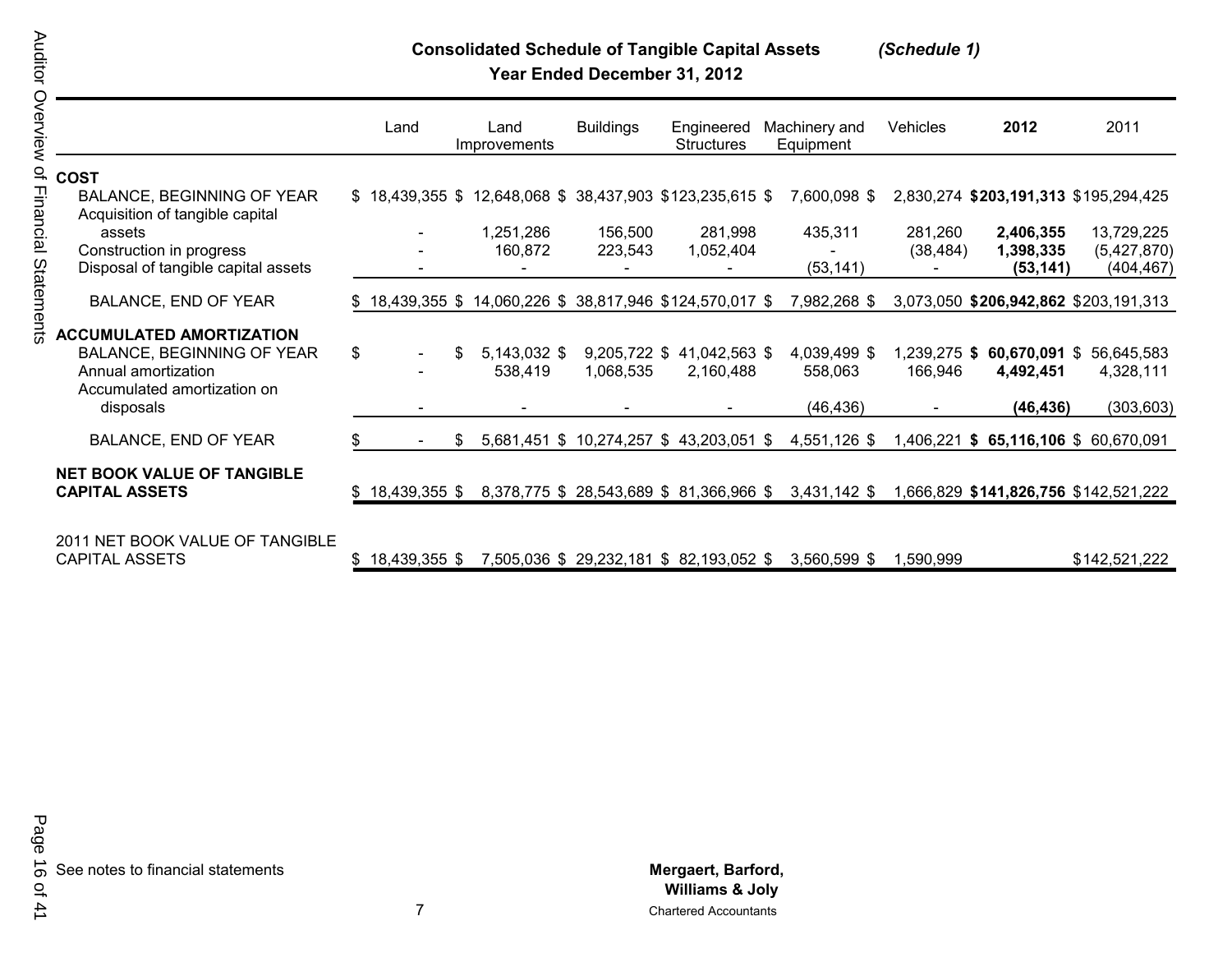## Consolidated Schedule of Tangible Capital Assets *(Schedule 1)*

### Year Ended December 31, 2012

| | Land | Land Improvements | Buildings | Engineered Structures | Machinery and Equipment | Vehicles | **2012** | 2011 |
|---|---|---|---|---|---|---|---|---|
| **COST** | | | | | | | | |
| BALANCE, BEGINNING OF YEAR | $ 18,439,355 | $ 12,648,068 | $ 38,437,903 | $123,235,615 | $ 7,600,098 | $ 2,830,274 | **$203,191,313** | $195,294,425 |
| Acquisition of tangible capital assets | - | 1,251,286 | 156,500 | 281,998 | 435,311 | 281,260 | **2,406,355** | 13,729,225 |
| Construction in progress | - | 160,872 | 223,543 | 1,052,404 | - | (38,484) | **1,398,335** | (5,427,870) |
| Disposal of tangible capital assets | - | - | - | - | (53,141) | - | **(53,141)** | (404,467) |
| BALANCE, END OF YEAR | $ 18,439,355 | $ 14,060,226 | $ 38,817,946 | $124,570,017 | $ 7,982,268 | $ 3,073,050 | **$206,942,862** | $203,191,313 |
| **ACCUMULATED AMORTIZATION** | | | | | | | | |
| BALANCE, BEGINNING OF YEAR | $ - | $ 5,143,032 | $ 9,205,722 | $ 41,042,563 | $ 4,039,499 | $ 1,239,275 | **$ 60,670,091** | $ 56,645,583 |
| Annual amortization | - | 538,419 | 1,068,535 | 2,160,488 | 558,063 | 166,946 | **4,492,451** | 4,328,111 |
| Accumulated amortization on disposals | - | - | - | - | (46,436) | - | **(46,436)** | (303,603) |
| BALANCE, END OF YEAR | $ - | $ 5,681,451 | $ 10,274,257 | $ 43,203,051 | $ 4,551,126 | $ 1,406,221 | **$ 65,116,106** | $ 60,670,091 |
| **NET BOOK VALUE OF TANGIBLE CAPITAL ASSETS** | $ 18,439,355 | $ 8,378,775 | $ 28,543,689 | $ 81,366,966 | $ 3,431,142 | $ 1,666,829 | **$141,826,756** | $142,521,222 |
| 2011 NET BOOK VALUE OF TANGIBLE CAPITAL ASSETS | $ 18,439,355 | $ 7,505,036 | $ 29,232,181 | $ 82,193,052 | $ 3,560,599 | $ 1,590,999 | | $142,521,222 |

See notes to financial statements

**Mergaert, Barford, Williams & Joly**
Chartered Accountants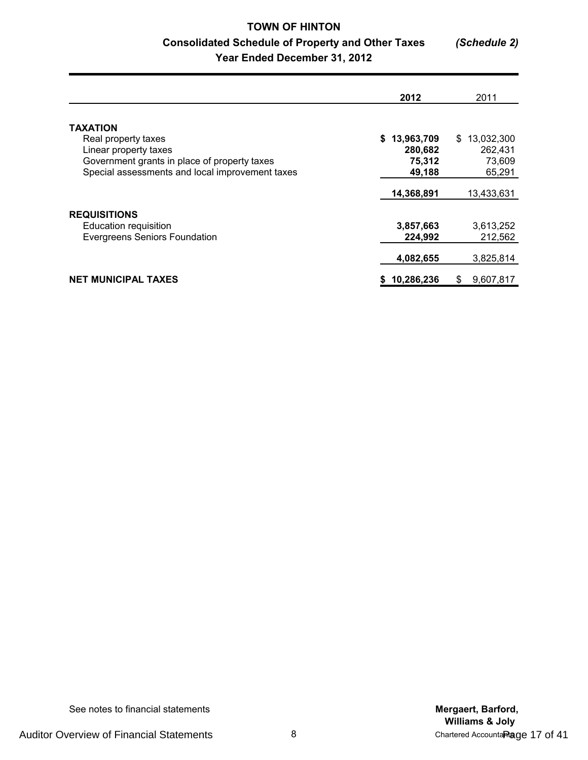# TOWN OF HINTON

## Consolidated Schedule of Property and Other Taxes *(Schedule 2)*

### Year Ended December 31, 2012

| | **2012** | 2011 |
|---|---|---|
| **TAXATION** | | |
| Real property taxes | **$ 13,963,709** | $ 13,032,300 |
| Linear property taxes | **280,682** | 262,431 |
| Government grants in place of property taxes | **75,312** | 73,609 |
| Special assessments and local improvement taxes | **49,188** | 65,291 |
| | **14,368,891** | 13,433,631 |
| **REQUISITIONS** | | |
| Education requisition | **3,857,663** | 3,613,252 |
| Evergreens Seniors Foundation | **224,992** | 212,562 |
| | **4,082,655** | 3,825,814 |
| **NET MUNICIPAL TAXES** | **$ 10,286,236** | $ 9,607,817 |

See notes to financial statements

**Mergaert, Barford, Williams & Joly**
Chartered Accountants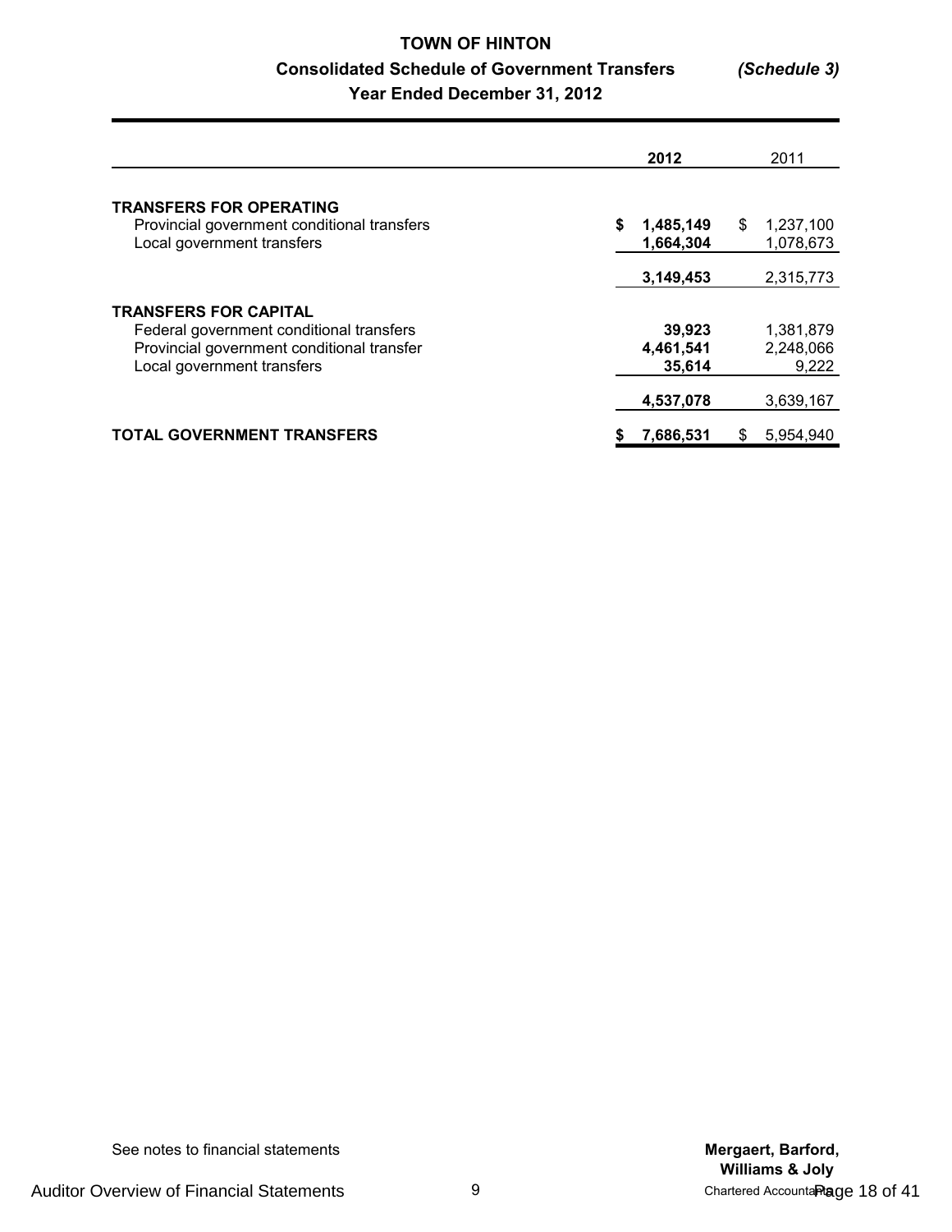# TOWN OF HINTON

## Consolidated Schedule of Government Transfers *(Schedule 3)*

### Year Ended December 31, 2012

| | 2012 | 2011 |
|---|---|---|
| **TRANSFERS FOR OPERATING** | | |
| Provincial government conditional transfers | **$ 1,485,149** | $ 1,237,100 |
| Local government transfers | **1,664,304** | 1,078,673 |
| | **3,149,453** | 2,315,773 |
| **TRANSFERS FOR CAPITAL** | | |
| Federal government conditional transfers | **39,923** | 1,381,879 |
| Provincial government conditional transfer | **4,461,541** | 2,248,066 |
| Local government transfers | **35,614** | 9,222 |
| | **4,537,078** | 3,639,167 |
| **TOTAL GOVERNMENT TRANSFERS** | **$ 7,686,531** | $ 5,954,940 |

See notes to financial statements

**Mergaert, Barford, Williams & Joly**
Chartered Accountants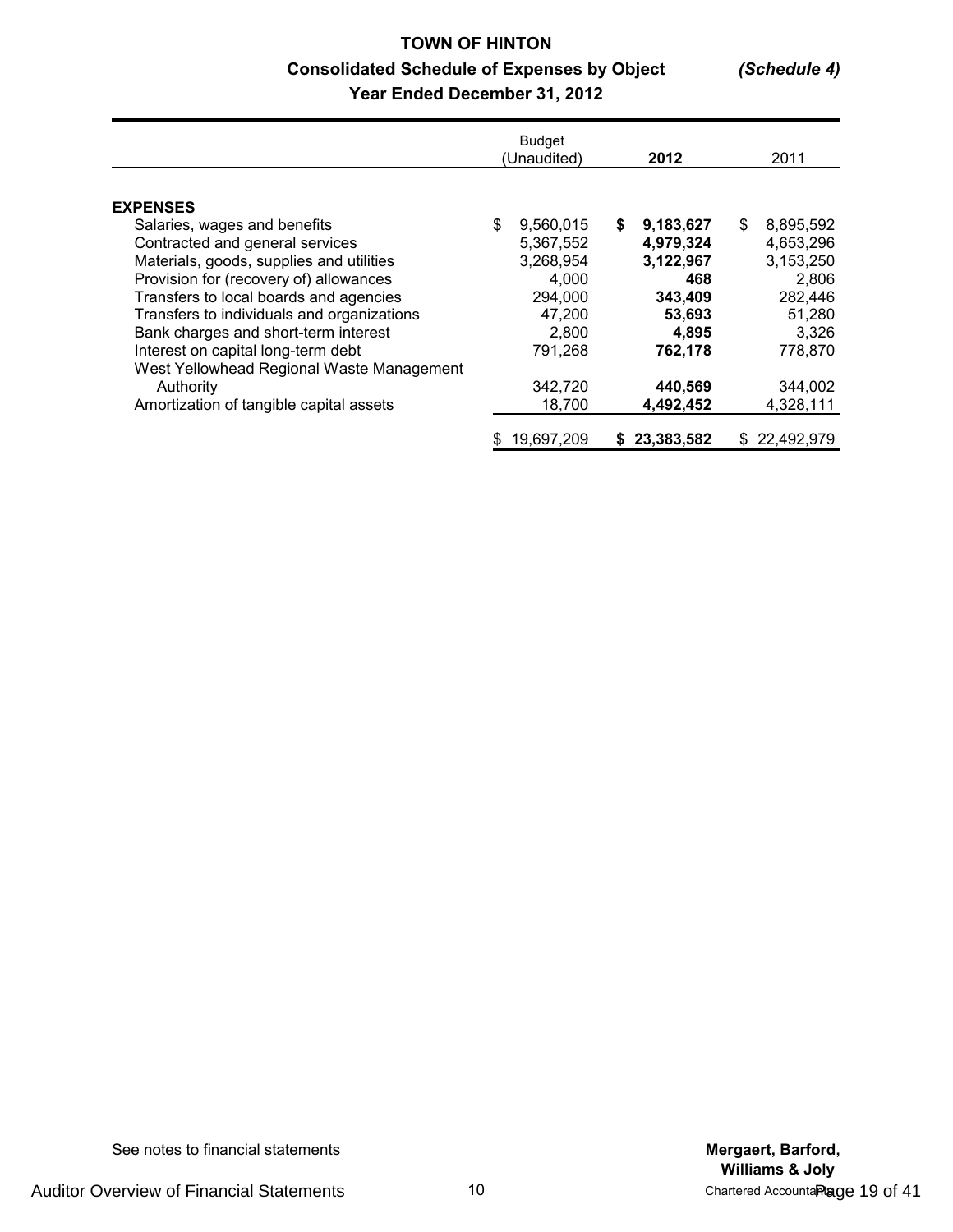# TOWN OF HINTON

## Consolidated Schedule of Expenses by Object *(Schedule 4)*

### Year Ended December 31, 2012

| | Budget (Unaudited) | **2012** | 2011 |
|---|---|---|---|
| **EXPENSES** | | | |
| Salaries, wages and benefits | $ 9,560,015 | **$ 9,183,627** | $ 8,895,592 |
| Contracted and general services | 5,367,552 | **4,979,324** | 4,653,296 |
| Materials, goods, supplies and utilities | 3,268,954 | **3,122,967** | 3,153,250 |
| Provision for (recovery of) allowances | 4,000 | **468** | 2,806 |
| Transfers to local boards and agencies | 294,000 | **343,409** | 282,446 |
| Transfers to individuals and organizations | 47,200 | **53,693** | 51,280 |
| Bank charges and short-term interest | 2,800 | **4,895** | 3,326 |
| Interest on capital long-term debt | 791,268 | **762,178** | 778,870 |
| West Yellowhead Regional Waste Management Authority | 342,720 | **440,569** | 344,002 |
| Amortization of tangible capital assets | 18,700 | **4,492,452** | 4,328,111 |
| | $ 19,697,209 | **$ 23,383,582** | $ 22,492,979 |

See notes to financial statements

**Mergaert, Barford, Williams & Joly**
Chartered Accountants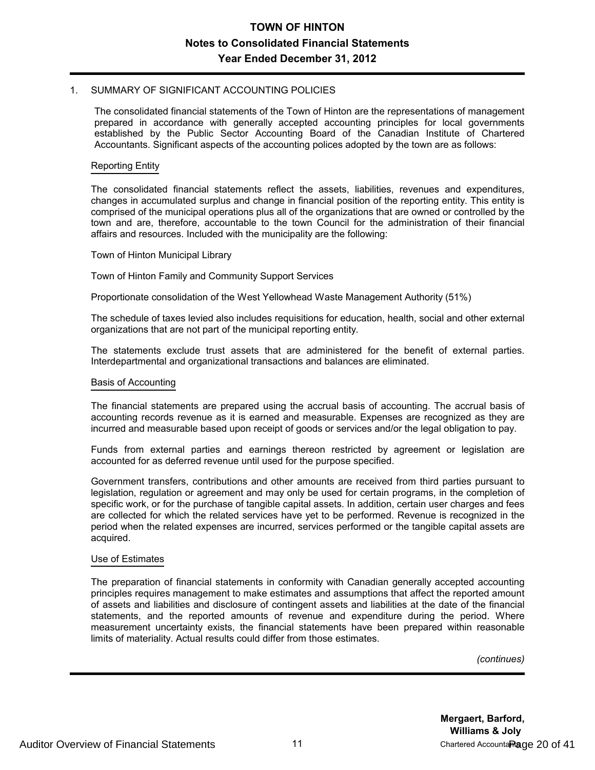# TOWN OF HINTON

## Notes to Consolidated Financial Statements

### Year Ended December 31, 2012

1. SUMMARY OF SIGNIFICANT ACCOUNTING POLICIES

The consolidated financial statements of the Town of Hinton are the representations of management prepared in accordance with generally accepted accounting principles for local governments established by the Public Sector Accounting Board of the Canadian Institute of Chartered Accountants. Significant aspects of the accounting polices adopted by the town are as follows:

Reporting Entity

The consolidated financial statements reflect the assets, liabilities, revenues and expenditures, changes in accumulated surplus and change in financial position of the reporting entity. This entity is comprised of the municipal operations plus all of the organizations that are owned or controlled by the town and are, therefore, accountable to the town Council for the administration of their financial affairs and resources. Included with the municipality are the following:

Town of Hinton Municipal Library

Town of Hinton Family and Community Support Services

Proportionate consolidation of the West Yellowhead Waste Management Authority (51%)

The schedule of taxes levied also includes requisitions for education, health, social and other external organizations that are not part of the municipal reporting entity.

The statements exclude trust assets that are administered for the benefit of external parties. Interdepartmental and organizational transactions and balances are eliminated.

Basis of Accounting

The financial statements are prepared using the accrual basis of accounting. The accrual basis of accounting records revenue as it is earned and measurable. Expenses are recognized as they are incurred and measurable based upon receipt of goods or services and/or the legal obligation to pay.

Funds from external parties and earnings thereon restricted by agreement or legislation are accounted for as deferred revenue until used for the purpose specified.

Government transfers, contributions and other amounts are received from third parties pursuant to legislation, regulation or agreement and may only be used for certain programs, in the completion of specific work, or for the purchase of tangible capital assets. In addition, certain user charges and fees are collected for which the related services have yet to be performed. Revenue is recognized in the period when the related expenses are incurred, services performed or the tangible capital assets are acquired.

Use of Estimates

The preparation of financial statements in conformity with Canadian generally accepted accounting principles requires management to make estimates and assumptions that affect the reported amount of assets and liabilities and disclosure of contingent assets and liabilities at the date of the financial statements, and the reported amounts of revenue and expenditure during the period. Where measurement uncertainty exists, the financial statements have been prepared within reasonable limits of materiality. Actual results could differ from those estimates.

*(continues)*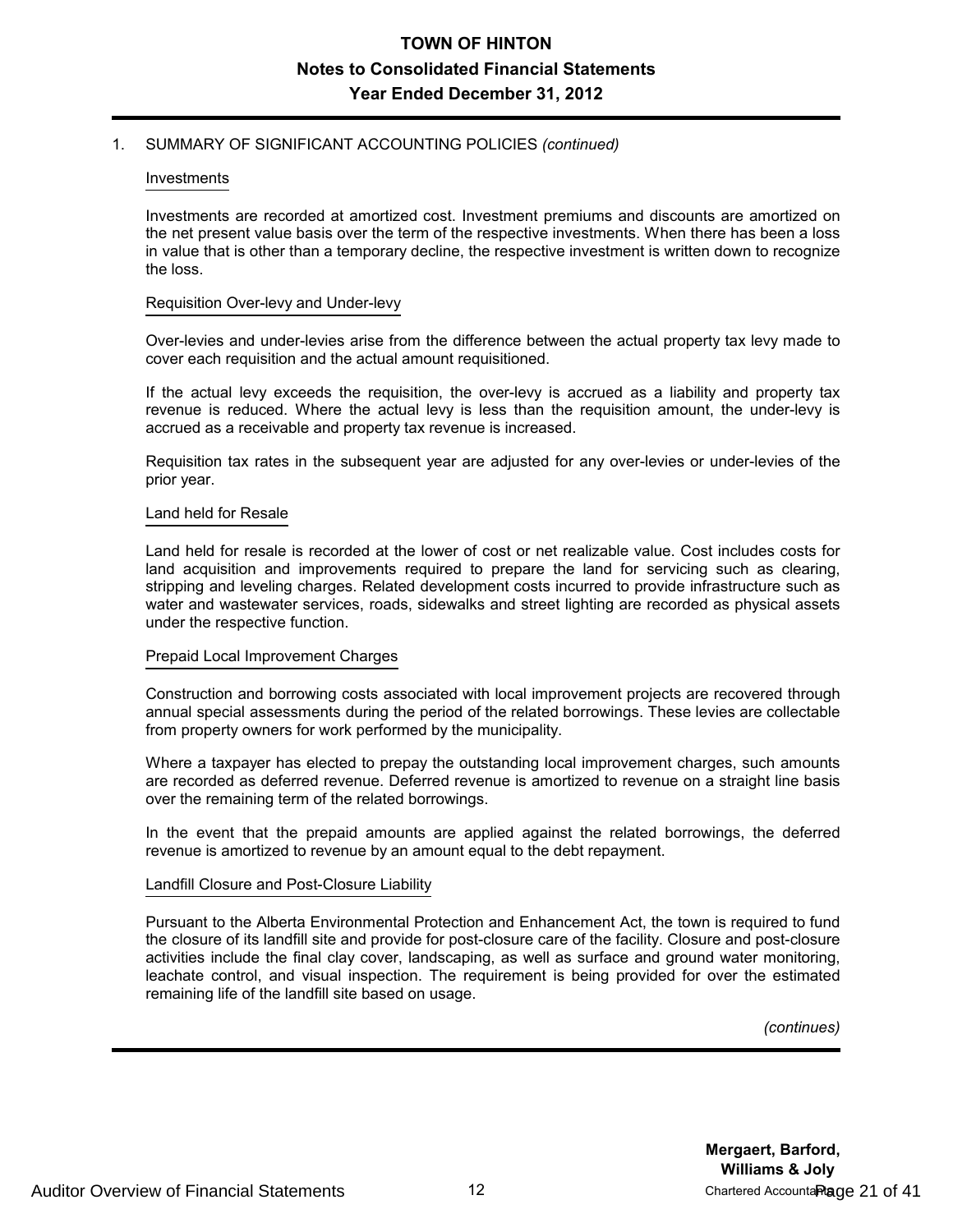# TOWN OF HINTON

## Notes to Consolidated Financial Statements

## Year Ended December 31, 2012

1. SUMMARY OF SIGNIFICANT ACCOUNTING POLICIES *(continued)*

### Investments

Investments are recorded at amortized cost. Investment premiums and discounts are amortized on the net present value basis over the term of the respective investments. When there has been a loss in value that is other than a temporary decline, the respective investment is written down to recognize the loss.

### Requisition Over-levy and Under-levy

Over-levies and under-levies arise from the difference between the actual property tax levy made to cover each requisition and the actual amount requisitioned.

If the actual levy exceeds the requisition, the over-levy is accrued as a liability and property tax revenue is reduced. Where the actual levy is less than the requisition amount, the under-levy is accrued as a receivable and property tax revenue is increased.

Requisition tax rates in the subsequent year are adjusted for any over-levies or under-levies of the prior year.

### Land held for Resale

Land held for resale is recorded at the lower of cost or net realizable value. Cost includes costs for land acquisition and improvements required to prepare the land for servicing such as clearing, stripping and leveling charges. Related development costs incurred to provide infrastructure such as water and wastewater services, roads, sidewalks and street lighting are recorded as physical assets under the respective function.

### Prepaid Local Improvement Charges

Construction and borrowing costs associated with local improvement projects are recovered through annual special assessments during the period of the related borrowings. These levies are collectable from property owners for work performed by the municipality.

Where a taxpayer has elected to prepay the outstanding local improvement charges, such amounts are recorded as deferred revenue. Deferred revenue is amortized to revenue on a straight line basis over the remaining term of the related borrowings.

In the event that the prepaid amounts are applied against the related borrowings, the deferred revenue is amortized to revenue by an amount equal to the debt repayment.

### Landfill Closure and Post-Closure Liability

Pursuant to the Alberta Environmental Protection and Enhancement Act, the town is required to fund the closure of its landfill site and provide for post-closure care of the facility. Closure and post-closure activities include the final clay cover, landscaping, as well as surface and ground water monitoring, leachate control, and visual inspection. The requirement is being provided for over the estimated remaining life of the landfill site based on usage.

*(continues)*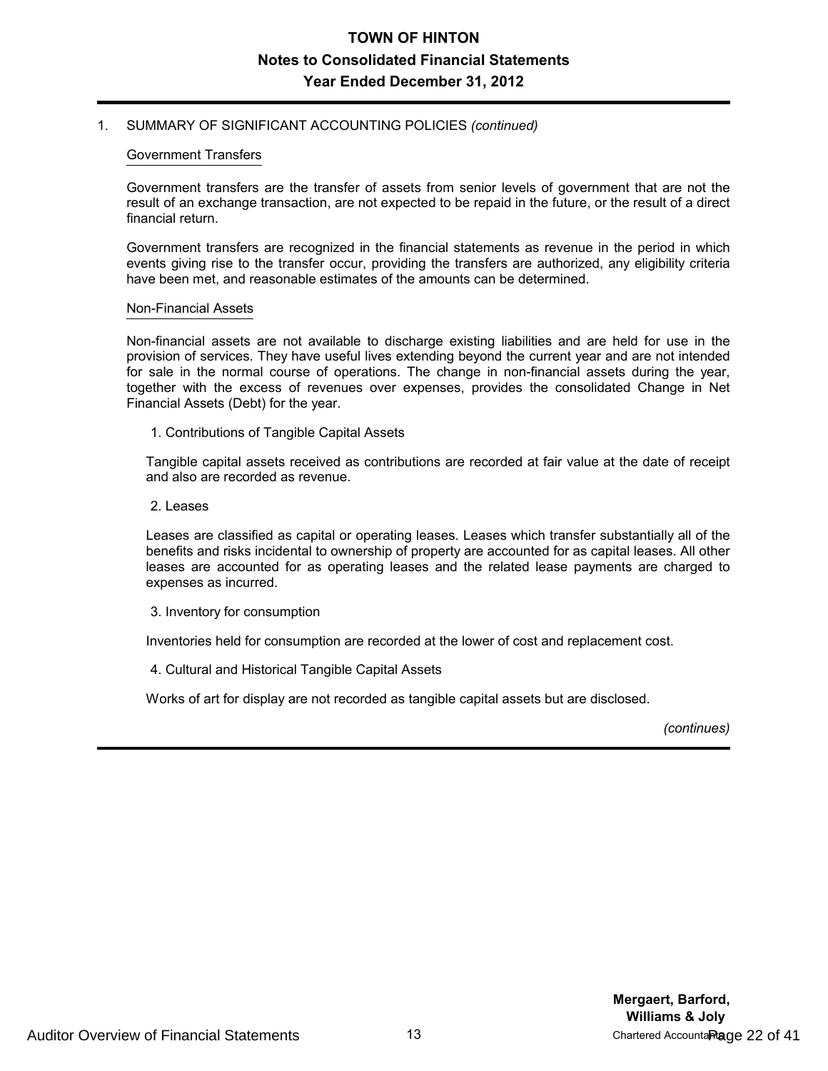1. SUMMARY OF SIGNIFICANT ACCOUNTING POLICIES *(continued)*

Government Transfers

Government transfers are the transfer of assets from senior levels of government that are not the result of an exchange transaction, are not expected to be repaid in the future, or the result of a direct financial return.

Government transfers are recognized in the financial statements as revenue in the period in which events giving rise to the transfer occur, providing the transfers are authorized, any eligibility criteria have been met, and reasonable estimates of the amounts can be determined.

Non-Financial Assets

Non-financial assets are not available to discharge existing liabilities and are held for use in the provision of services. They have useful lives extending beyond the current year and are not intended for sale in the normal course of operations. The change in non-financial assets during the year, together with the excess of revenues over expenses, provides the consolidated Change in Net Financial Assets (Debt) for the year.

1. Contributions of Tangible Capital Assets

Tangible capital assets received as contributions are recorded at fair value at the date of receipt and also are recorded as revenue.

2. Leases

Leases are classified as capital or operating leases. Leases which transfer substantially all of the benefits and risks incidental to ownership of property are accounted for as capital leases. All other leases are accounted for as operating leases and the related lease payments are charged to expenses as incurred.

3. Inventory for consumption

Inventories held for consumption are recorded at the lower of cost and replacement cost.

4. Cultural and Historical Tangible Capital Assets

Works of art for display are not recorded as tangible capital assets but are disclosed.

*(continues)*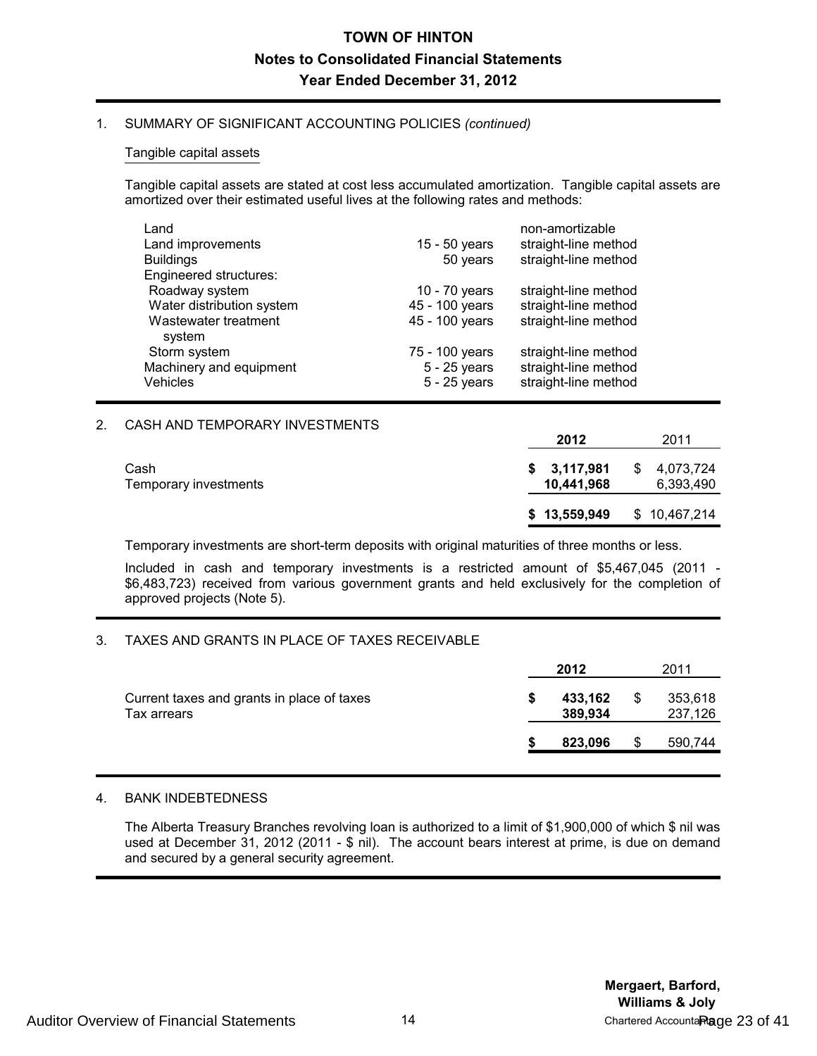# TOWN OF HINTON

## Notes to Consolidated Financial Statements

## Year Ended December 31, 2012

1. SUMMARY OF SIGNIFICANT ACCOUNTING POLICIES *(continued)*

Tangible capital assets

Tangible capital assets are stated at cost less accumulated amortization. Tangible capital assets are amortized over their estimated useful lives at the following rates and methods:

| | | |
|---|---|---|
| Land | | non-amortizable |
| Land improvements | 15 - 50 years | straight-line method |
| Buildings | 50 years | straight-line method |
| Engineered structures: | | |
| Roadway system | 10 - 70 years | straight-line method |
| Water distribution system | 45 - 100 years | straight-line method |
| Wastewater treatment system | 45 - 100 years | straight-line method |
| Storm system | 75 - 100 years | straight-line method |
| Machinery and equipment | 5 - 25 years | straight-line method |
| Vehicles | 5 - 25 years | straight-line method |

2. CASH AND TEMPORARY INVESTMENTS

| | **2012** | 2011 |
|---|---|---|
| Cash | **$ 3,117,981** | $ 4,073,724 |
| Temporary investments | **10,441,968** | 6,393,490 |
| | **$ 13,559,949** | $ 10,467,214 |

Temporary investments are short-term deposits with original maturities of three months or less.

Included in cash and temporary investments is a restricted amount of $5,467,045 (2011 - $6,483,723) received from various government grants and held exclusively for the completion of approved projects (Note 5).

3. TAXES AND GRANTS IN PLACE OF TAXES RECEIVABLE

| | **2012** | 2011 |
|---|---|---|
| Current taxes and grants in place of taxes | **$ 433,162** | $ 353,618 |
| Tax arrears | **389,934** | 237,126 |
| | **$ 823,096** | $ 590,744 |

4. BANK INDEBTEDNESS

The Alberta Treasury Branches revolving loan is authorized to a limit of $1,900,000 of which $ nil was used at December 31, 2012 (2011 - $ nil). The account bears interest at prime, is due on demand and secured by a general security agreement.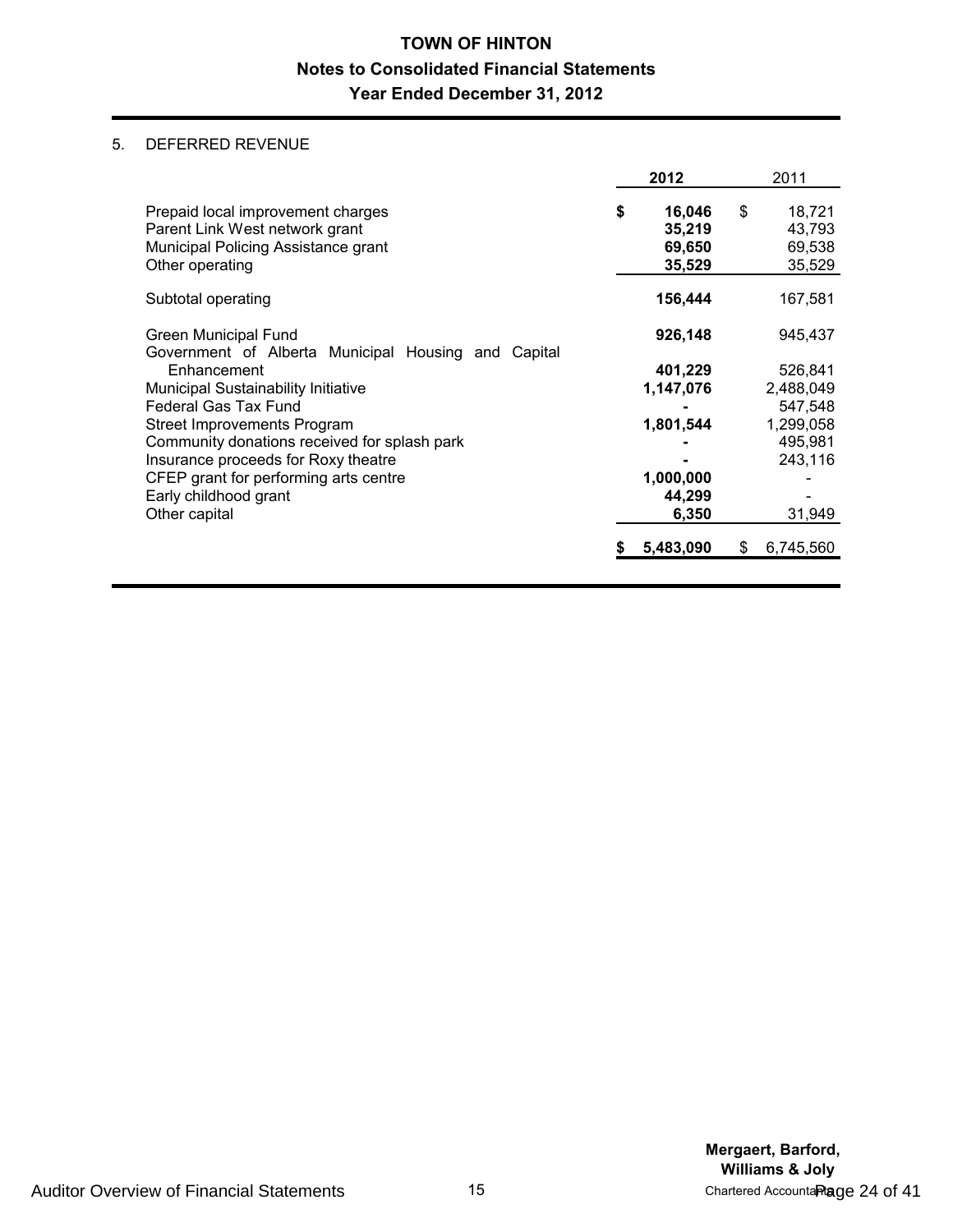# TOWN OF HINTON

## Notes to Consolidated Financial Statements

## Year Ended December 31, 2012

### 5. DEFERRED REVENUE

| | 2012 | 2011 |
|---|---|---|
| Prepaid local improvement charges | **$ 16,046** | $ 18,721 |
| Parent Link West network grant | **35,219** | 43,793 |
| Municipal Policing Assistance grant | **69,650** | 69,538 |
| Other operating | **35,529** | 35,529 |
| Subtotal operating | **156,444** | 167,581 |
| Green Municipal Fund | **926,148** | 945,437 |
| Government of Alberta Municipal Housing and Capital Enhancement | **401,229** | 526,841 |
| Municipal Sustainability Initiative | **1,147,076** | 2,488,049 |
| Federal Gas Tax Fund | **-** | 547,548 |
| Street Improvements Program | **1,801,544** | 1,299,058 |
| Community donations received for splash park | **-** | 495,981 |
| Insurance proceeds for Roxy theatre | **-** | 243,116 |
| CFEP grant for performing arts centre | **1,000,000** | - |
| Early childhood grant | **44,299** | - |
| Other capital | **6,350** | 31,949 |
| | **$ 5,483,090** | $ 6,745,560 |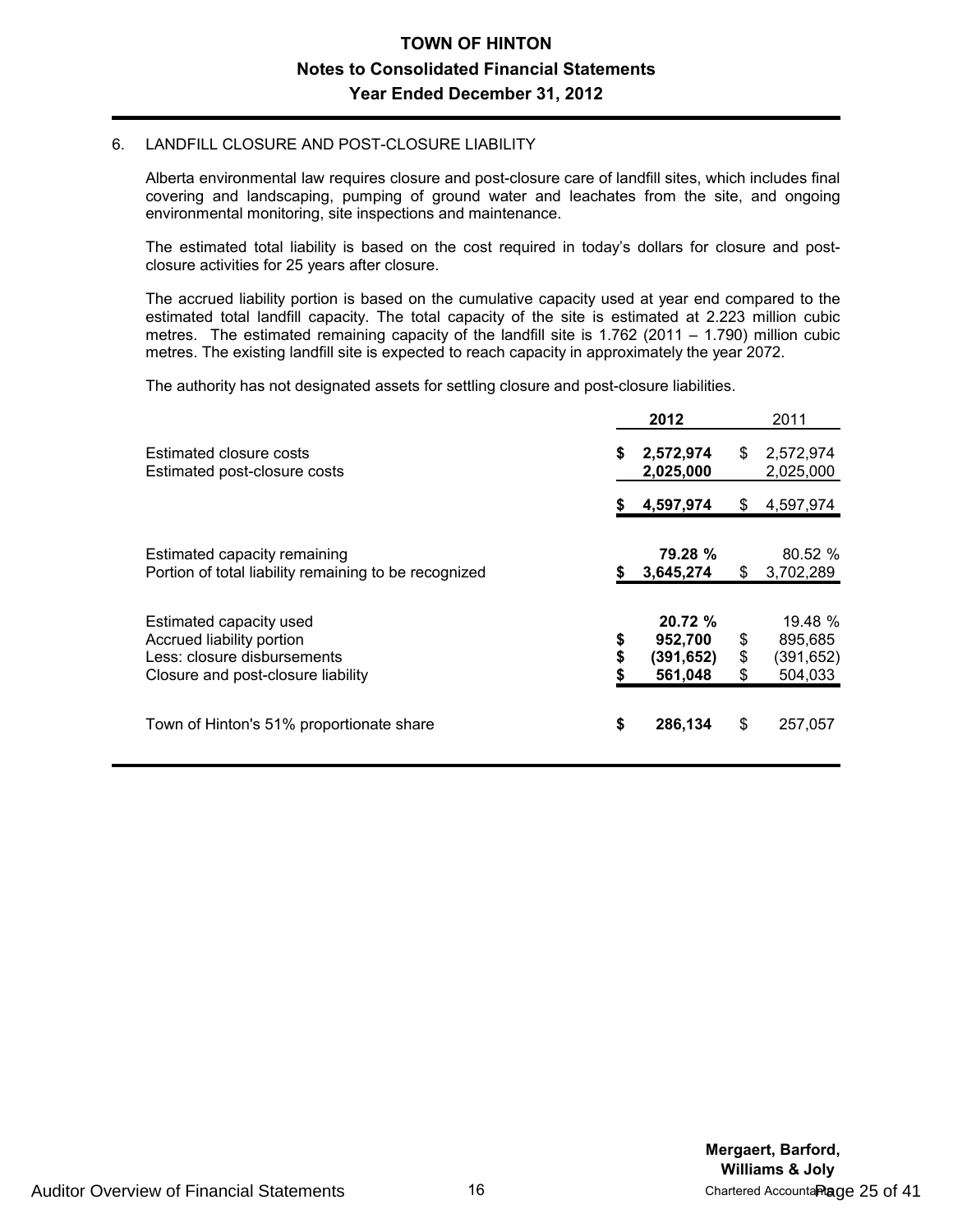# TOWN OF HINTON

## Notes to Consolidated Financial Statements

## Year Ended December 31, 2012

### 6. LANDFILL CLOSURE AND POST-CLOSURE LIABILITY

Alberta environmental law requires closure and post-closure care of landfill sites, which includes final covering and landscaping, pumping of ground water and leachates from the site, and ongoing environmental monitoring, site inspections and maintenance.

The estimated total liability is based on the cost required in today's dollars for closure and post-closure activities for 25 years after closure.

The accrued liability portion is based on the cumulative capacity used at year end compared to the estimated total landfill capacity. The total capacity of the site is estimated at 2.223 million cubic metres. The estimated remaining capacity of the landfill site is 1.762 (2011 – 1.790) million cubic metres. The existing landfill site is expected to reach capacity in approximately the year 2072.

The authority has not designated assets for settling closure and post-closure liabilities.

| | **2012** | 2011 |
|---|---|---|
| Estimated closure costs | **$ 2,572,974** | $ 2,572,974 |
| Estimated post-closure costs | **2,025,000** | 2,025,000 |
| | **$ 4,597,974** | $ 4,597,974 |
| Estimated capacity remaining | **79.28 %** | 80.52 % |
| Portion of total liability remaining to be recognized | **$ 3,645,274** | $ 3,702,289 |
| Estimated capacity used | **20.72 %** | 19.48 % |
| Accrued liability portion | **$ 952,700** | $ 895,685 |
| Less: closure disbursements | **$ (391,652)** | $ (391,652) |
| Closure and post-closure liability | **$ 561,048** | $ 504,033 |
| Town of Hinton's 51% proportionate share | **$ 286,134** | $ 257,057 |

Mergaert, Barford, Williams & Joly
Chartered Accountants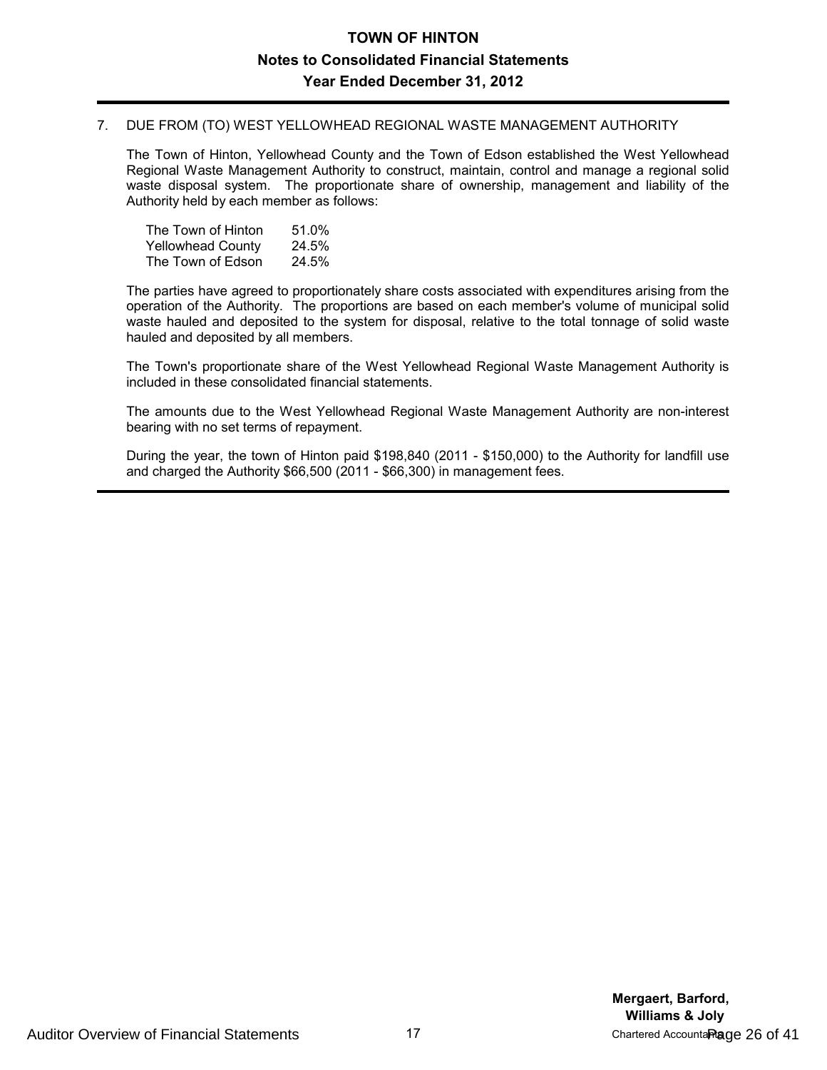# TOWN OF HINTON
## Notes to Consolidated Financial Statements
## Year Ended December 31, 2012

### 7. DUE FROM (TO) WEST YELLOWHEAD REGIONAL WASTE MANAGEMENT AUTHORITY

The Town of Hinton, Yellowhead County and the Town of Edson established the West Yellowhead Regional Waste Management Authority to construct, maintain, control and manage a regional solid waste disposal system. The proportionate share of ownership, management and liability of the Authority held by each member as follows:

| | |
|---|---|
| The Town of Hinton | 51.0% |
| Yellowhead County | 24.5% |
| The Town of Edson | 24.5% |

The parties have agreed to proportionately share costs associated with expenditures arising from the operation of the Authority. The proportions are based on each member's volume of municipal solid waste hauled and deposited to the system for disposal, relative to the total tonnage of solid waste hauled and deposited by all members.

The Town's proportionate share of the West Yellowhead Regional Waste Management Authority is included in these consolidated financial statements.

The amounts due to the West Yellowhead Regional Waste Management Authority are non-interest bearing with no set terms of repayment.

During the year, the town of Hinton paid $198,840 (2011 - $150,000) to the Authority for landfill use and charged the Authority $66,500 (2011 - $66,300) in management fees.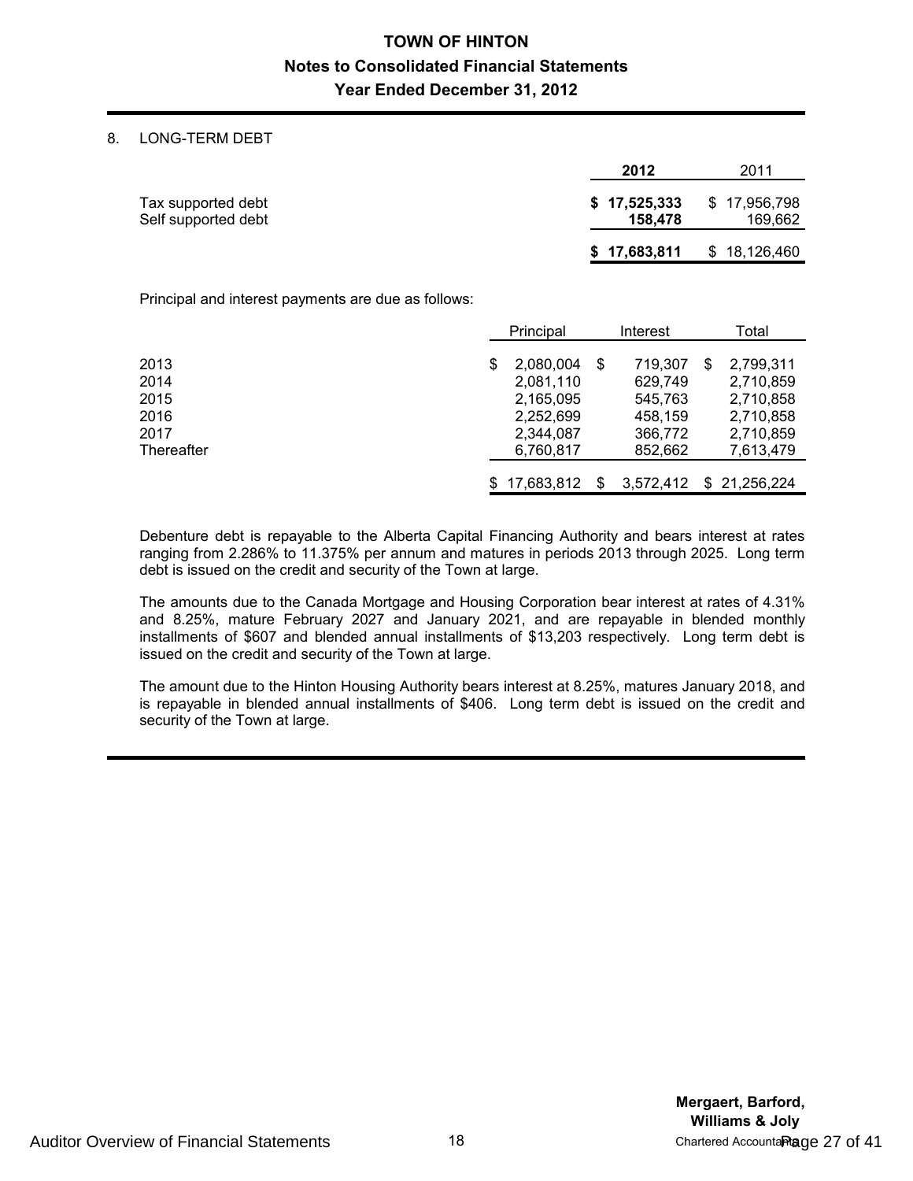**TOWN OF HINTON**

**Notes to Consolidated Financial Statements**

**Year Ended December 31, 2012**

8. LONG-TERM DEBT

| | **2012** | 2011 |
|---|---|---|
| Tax supported debt | **$ 17,525,333** | $ 17,956,798 |
| Self supported debt | **158,478** | 169,662 |
| | **$ 17,683,811** | $ 18,126,460 |

Principal and interest payments are due as follows:

| | Principal | Interest | Total |
|---|---|---|---|
| 2013 | $ 2,080,004 | $ 719,307 | $ 2,799,311 |
| 2014 | 2,081,110 | 629,749 | 2,710,859 |
| 2015 | 2,165,095 | 545,763 | 2,710,858 |
| 2016 | 2,252,699 | 458,159 | 2,710,858 |
| 2017 | 2,344,087 | 366,772 | 2,710,859 |
| Thereafter | 6,760,817 | 852,662 | 7,613,479 |
| | $ 17,683,812 | $ 3,572,412 | $ 21,256,224 |

Debenture debt is repayable to the Alberta Capital Financing Authority and bears interest at rates ranging from 2.286% to 11.375% per annum and matures in periods 2013 through 2025. Long term debt is issued on the credit and security of the Town at large.

The amounts due to the Canada Mortgage and Housing Corporation bear interest at rates of 4.31% and 8.25%, mature February 2027 and January 2021, and are repayable in blended monthly installments of $607 and blended annual installments of $13,203 respectively. Long term debt is issued on the credit and security of the Town at large.

The amount due to the Hinton Housing Authority bears interest at 8.25%, matures January 2018, and is repayable in blended annual installments of $406. Long term debt is issued on the credit and security of the Town at large.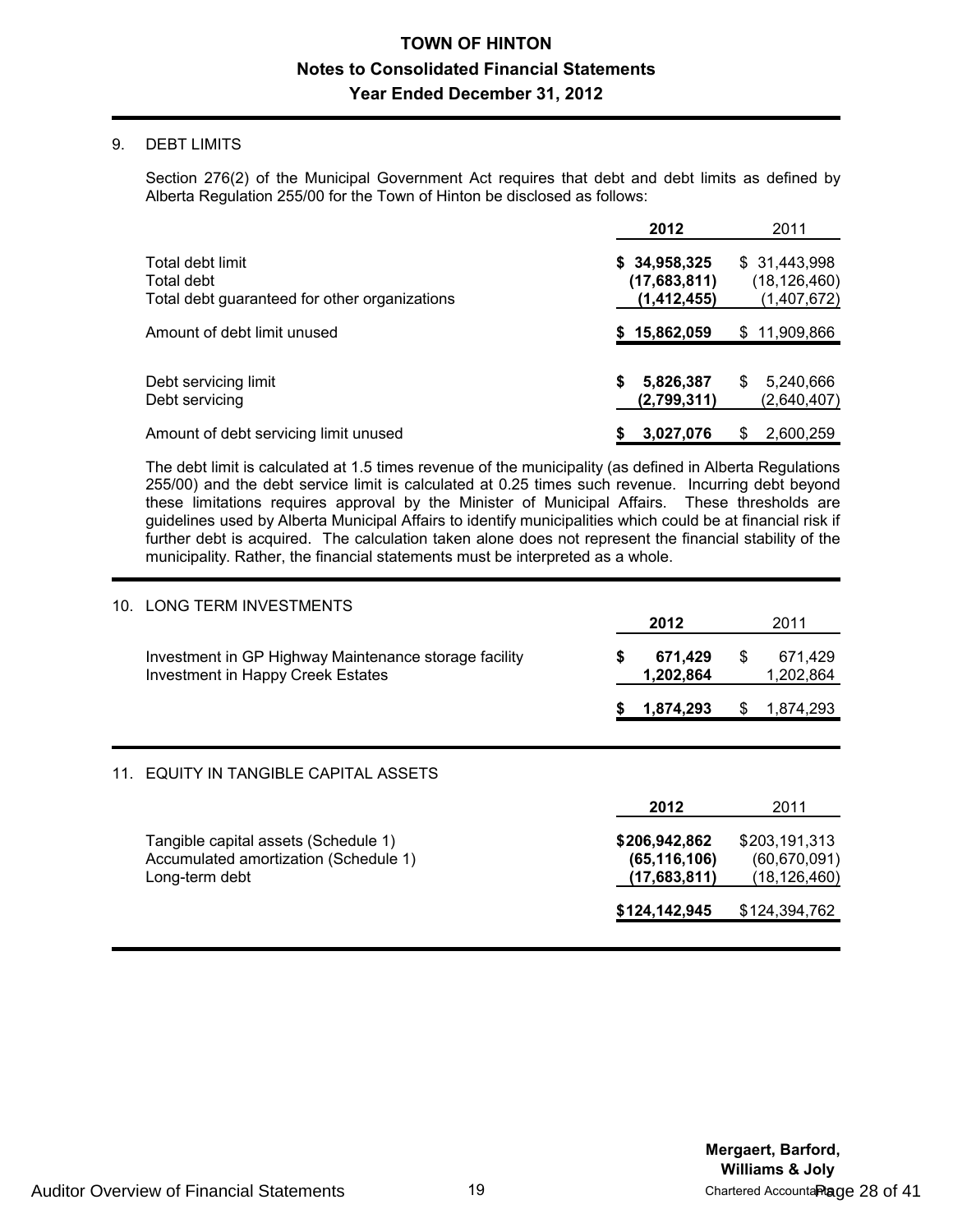# TOWN OF HINTON

## Notes to Consolidated Financial Statements

## Year Ended December 31, 2012

### 9. DEBT LIMITS

Section 276(2) of the Municipal Government Act requires that debt and debt limits as defined by Alberta Regulation 255/00 for the Town of Hinton be disclosed as follows:

| | 2012 | 2011 |
|---|---|---|
| Total debt limit | **$ 34,958,325** | $ 31,443,998 |
| Total debt | **(17,683,811)** | (18,126,460) |
| Total debt guaranteed for other organizations | **(1,412,455)** | (1,407,672) |
| Amount of debt limit unused | **$ 15,862,059** | $ 11,909,866 |
| | | |
| Debt servicing limit | **$ 5,826,387** | $ 5,240,666 |
| Debt servicing | **(2,799,311)** | (2,640,407) |
| Amount of debt servicing limit unused | **$ 3,027,076** | $ 2,600,259 |

The debt limit is calculated at 1.5 times revenue of the municipality (as defined in Alberta Regulations 255/00) and the debt service limit is calculated at 0.25 times such revenue. Incurring debt beyond these limitations requires approval by the Minister of Municipal Affairs. These thresholds are guidelines used by Alberta Municipal Affairs to identify municipalities which could be at financial risk if further debt is acquired. The calculation taken alone does not represent the financial stability of the municipality. Rather, the financial statements must be interpreted as a whole.

### 10. LONG TERM INVESTMENTS

| | 2012 | 2011 |
|---|---|---|
| Investment in GP Highway Maintenance storage facility | **$ 671,429** | $ 671,429 |
| Investment in Happy Creek Estates | **1,202,864** | 1,202,864 |
| | **$ 1,874,293** | $ 1,874,293 |

### 11. EQUITY IN TANGIBLE CAPITAL ASSETS

| | 2012 | 2011 |
|---|---|---|
| Tangible capital assets (Schedule 1) | **$206,942,862** | $203,191,313 |
| Accumulated amortization (Schedule 1) | **(65,116,106)** | (60,670,091) |
| Long-term debt | **(17,683,811)** | (18,126,460) |
| | **$124,142,945** | $124,394,762 |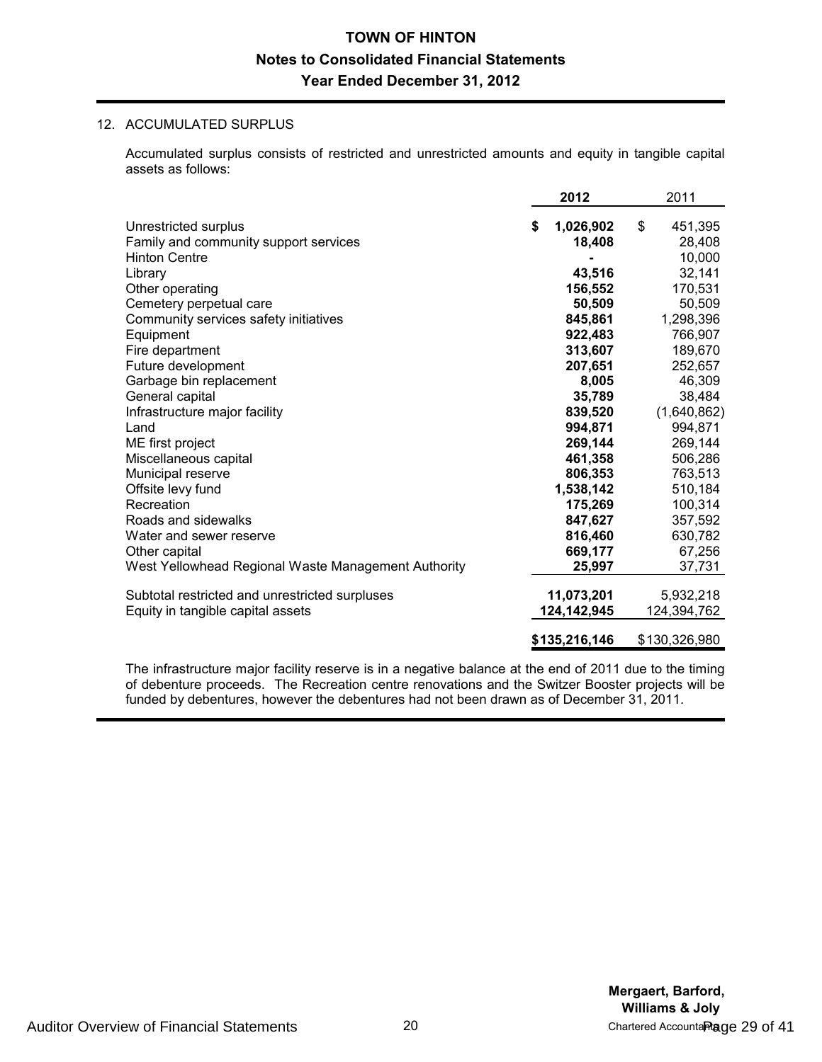# TOWN OF HINTON

## Notes to Consolidated Financial Statements

## Year Ended December 31, 2012

### 12. ACCUMULATED SURPLUS

Accumulated surplus consists of restricted and unrestricted amounts and equity in tangible capital assets as follows:

| | 2012 | 2011 |
|---|---|---|
| Unrestricted surplus | $ 1,026,902 | $ 451,395 |
| Family and community support services | 18,408 | 28,408 |
| Hinton Centre | - | 10,000 |
| Library | 43,516 | 32,141 |
| Other operating | 156,552 | 170,531 |
| Cemetery perpetual care | 50,509 | 50,509 |
| Community services safety initiatives | 845,861 | 1,298,396 |
| Equipment | 922,483 | 766,907 |
| Fire department | 313,607 | 189,670 |
| Future development | 207,651 | 252,657 |
| Garbage bin replacement | 8,005 | 46,309 |
| General capital | 35,789 | 38,484 |
| Infrastructure major facility | 839,520 | (1,640,862) |
| Land | 994,871 | 994,871 |
| ME first project | 269,144 | 269,144 |
| Miscellaneous capital | 461,358 | 506,286 |
| Municipal reserve | 806,353 | 763,513 |
| Offsite levy fund | 1,538,142 | 510,184 |
| Recreation | 175,269 | 100,314 |
| Roads and sidewalks | 847,627 | 357,592 |
| Water and sewer reserve | 816,460 | 630,782 |
| Other capital | 669,177 | 67,256 |
| West Yellowhead Regional Waste Management Authority | 25,997 | 37,731 |
| Subtotal restricted and unrestricted surpluses | 11,073,201 | 5,932,218 |
| Equity in tangible capital assets | 124,142,945 | 124,394,762 |
| | $135,216,146 | $130,326,980 |

The infrastructure major facility reserve is in a negative balance at the end of 2011 due to the timing of debenture proceeds. The Recreation centre renovations and the Switzer Booster projects will be funded by debentures, however the debentures had not been drawn as of December 31, 2011.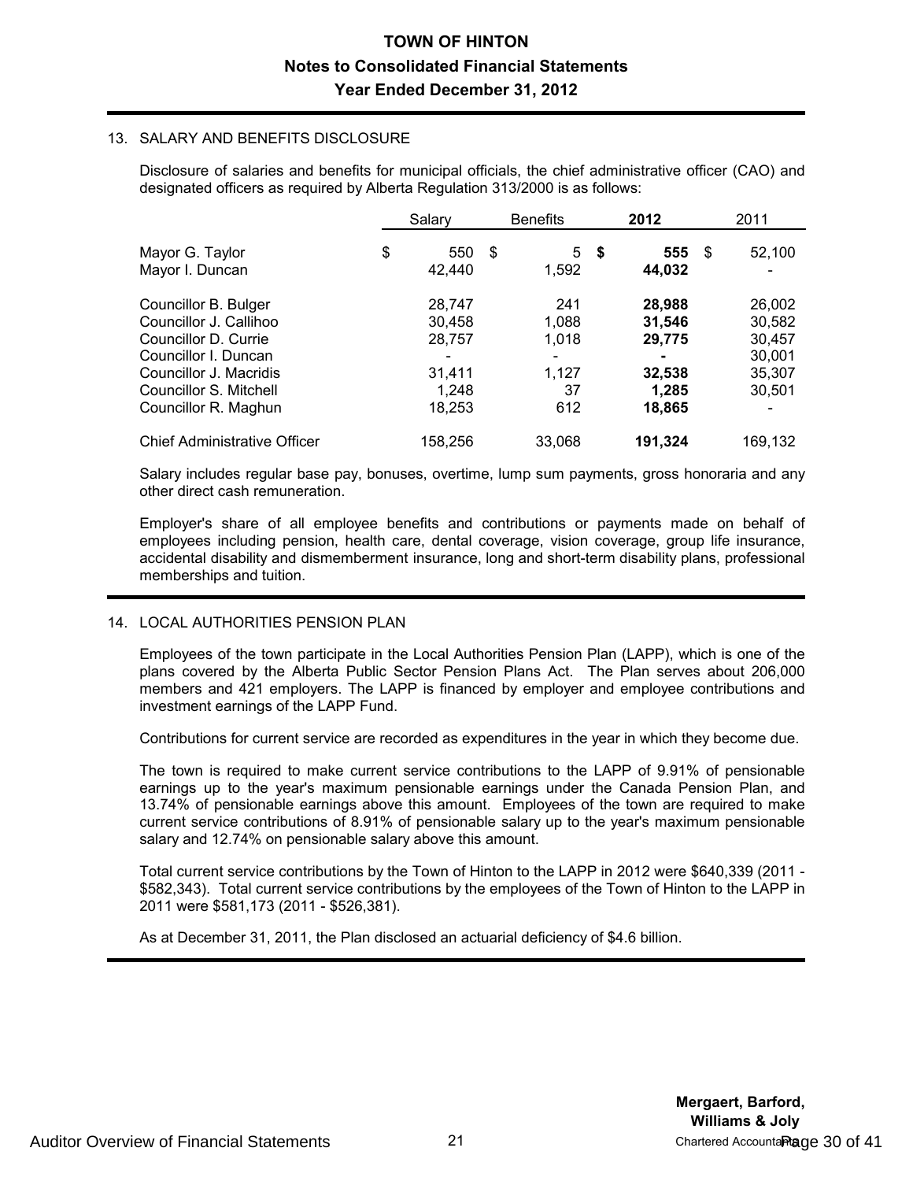# TOWN OF HINTON
## Notes to Consolidated Financial Statements
## Year Ended December 31, 2012

### 13. SALARY AND BENEFITS DISCLOSURE

Disclosure of salaries and benefits for municipal officials, the chief administrative officer (CAO) and designated officers as required by Alberta Regulation 313/2000 is as follows:

| | Salary | Benefits | **2012** | 2011 |
|---|---|---|---|---|
| Mayor G. Taylor | $ 550 | $ 5 | **$ 555** | $ 52,100 |
| Mayor I. Duncan | 42,440 | 1,592 | **44,032** | - |
| Councillor B. Bulger | 28,747 | 241 | **28,988** | 26,002 |
| Councillor J. Callihoo | 30,458 | 1,088 | **31,546** | 30,582 |
| Councillor D. Currie | 28,757 | 1,018 | **29,775** | 30,457 |
| Councillor I. Duncan | - | - | **-** | 30,001 |
| Councillor J. Macridis | 31,411 | 1,127 | **32,538** | 35,307 |
| Councillor S. Mitchell | 1,248 | 37 | **1,285** | 30,501 |
| Councillor R. Maghun | 18,253 | 612 | **18,865** | - |
| Chief Administrative Officer | 158,256 | 33,068 | **191,324** | 169,132 |

Salary includes regular base pay, bonuses, overtime, lump sum payments, gross honoraria and any other direct cash remuneration.

Employer's share of all employee benefits and contributions or payments made on behalf of employees including pension, health care, dental coverage, vision coverage, group life insurance, accidental disability and dismemberment insurance, long and short-term disability plans, professional memberships and tuition.

### 14. LOCAL AUTHORITIES PENSION PLAN

Employees of the town participate in the Local Authorities Pension Plan (LAPP), which is one of the plans covered by the Alberta Public Sector Pension Plans Act. The Plan serves about 206,000 members and 421 employers. The LAPP is financed by employer and employee contributions and investment earnings of the LAPP Fund.

Contributions for current service are recorded as expenditures in the year in which they become due.

The town is required to make current service contributions to the LAPP of 9.91% of pensionable earnings up to the year's maximum pensionable earnings under the Canada Pension Plan, and 13.74% of pensionable earnings above this amount. Employees of the town are required to make current service contributions of 8.91% of pensionable salary up to the year's maximum pensionable salary and 12.74% on pensionable salary above this amount.

Total current service contributions by the Town of Hinton to the LAPP in 2012 were $640,339 (2011 - $582,343). Total current service contributions by the employees of the Town of Hinton to the LAPP in 2011 were $581,173 (2011 - $526,381).

As at December 31, 2011, the Plan disclosed an actuarial deficiency of $4.6 billion.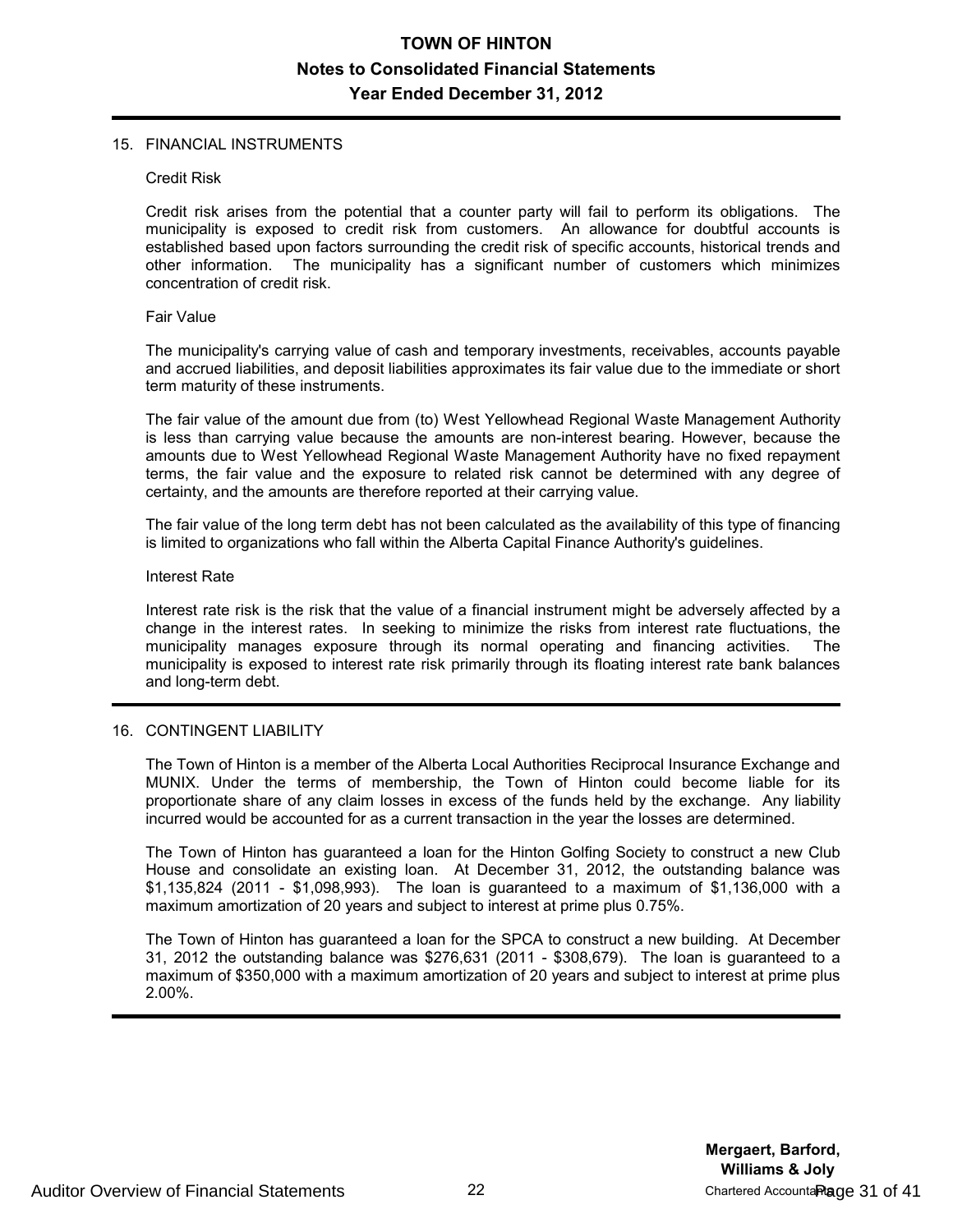## 15. FINANCIAL INSTRUMENTS

### Credit Risk

Credit risk arises from the potential that a counter party will fail to perform its obligations. The municipality is exposed to credit risk from customers. An allowance for doubtful accounts is established based upon factors surrounding the credit risk of specific accounts, historical trends and other information. The municipality has a significant number of customers which minimizes concentration of credit risk.

### Fair Value

The municipality's carrying value of cash and temporary investments, receivables, accounts payable and accrued liabilities, and deposit liabilities approximates its fair value due to the immediate or short term maturity of these instruments.

The fair value of the amount due from (to) West Yellowhead Regional Waste Management Authority is less than carrying value because the amounts are non-interest bearing. However, because the amounts due to West Yellowhead Regional Waste Management Authority have no fixed repayment terms, the fair value and the exposure to related risk cannot be determined with any degree of certainty, and the amounts are therefore reported at their carrying value.

The fair value of the long term debt has not been calculated as the availability of this type of financing is limited to organizations who fall within the Alberta Capital Finance Authority's guidelines.

### Interest Rate

Interest rate risk is the risk that the value of a financial instrument might be adversely affected by a change in the interest rates. In seeking to minimize the risks from interest rate fluctuations, the municipality manages exposure through its normal operating and financing activities. The municipality is exposed to interest rate risk primarily through its floating interest rate bank balances and long-term debt.

## 16. CONTINGENT LIABILITY

The Town of Hinton is a member of the Alberta Local Authorities Reciprocal Insurance Exchange and MUNIX. Under the terms of membership, the Town of Hinton could become liable for its proportionate share of any claim losses in excess of the funds held by the exchange. Any liability incurred would be accounted for as a current transaction in the year the losses are determined.

The Town of Hinton has guaranteed a loan for the Hinton Golfing Society to construct a new Club House and consolidate an existing loan. At December 31, 2012, the outstanding balance was $1,135,824 (2011 - $1,098,993). The loan is guaranteed to a maximum of $1,136,000 with a maximum amortization of 20 years and subject to interest at prime plus 0.75%.

The Town of Hinton has guaranteed a loan for the SPCA to construct a new building. At December 31, 2012 the outstanding balance was $276,631 (2011 - $308,679). The loan is guaranteed to a maximum of $350,000 with a maximum amortization of 20 years and subject to interest at prime plus 2.00%.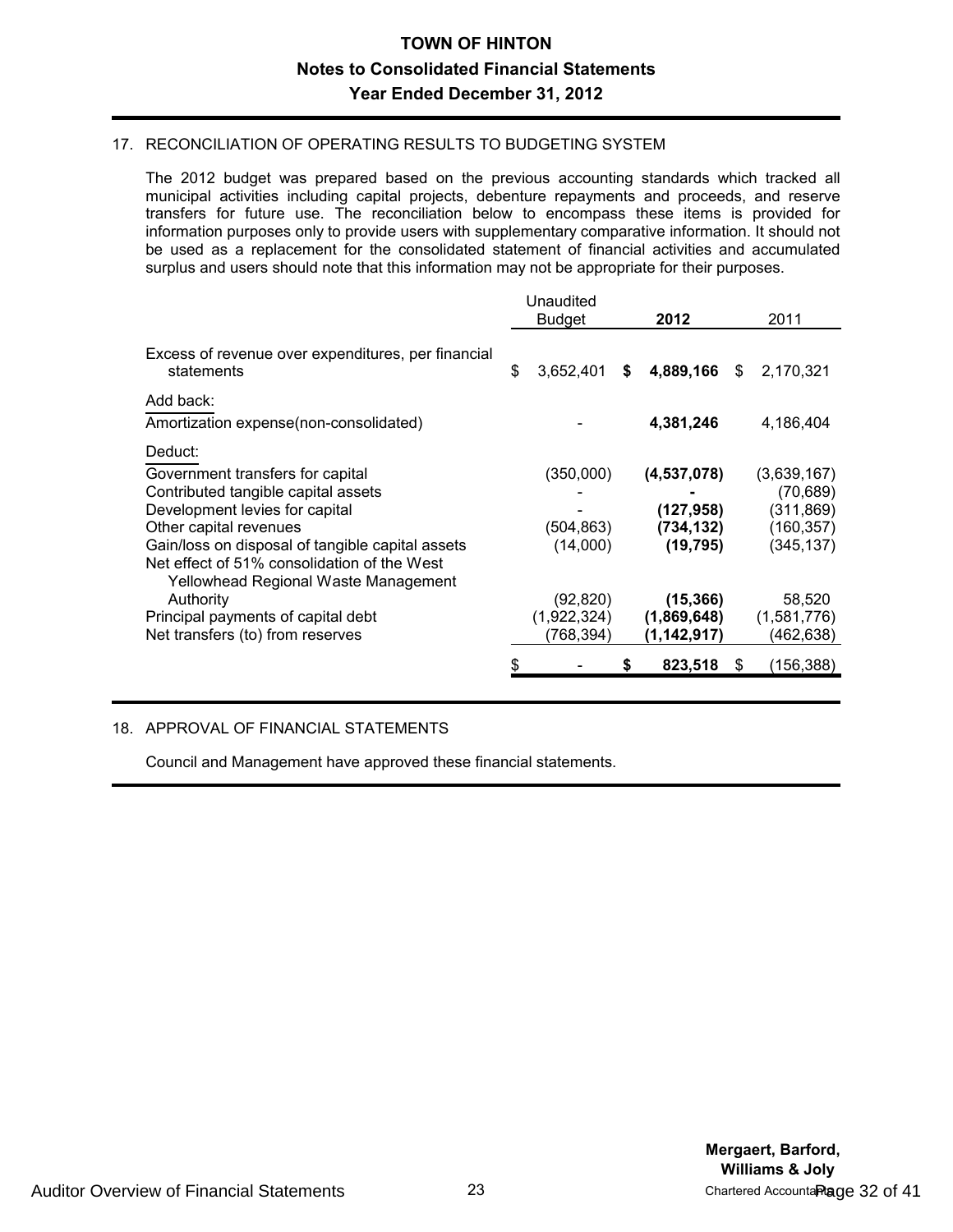# TOWN OF HINTON

## Notes to Consolidated Financial Statements

## Year Ended December 31, 2012

### 17. RECONCILIATION OF OPERATING RESULTS TO BUDGETING SYSTEM

The 2012 budget was prepared based on the previous accounting standards which tracked all municipal activities including capital projects, debenture repayments and proceeds, and reserve transfers for future use. The reconciliation below to encompass these items is provided for information purposes only to provide users with supplementary comparative information. It should not be used as a replacement for the consolidated statement of financial activities and accumulated surplus and users should note that this information may not be appropriate for their purposes.

| | Unaudited Budget | **2012** | 2011 |
|---|---|---|---|
| Excess of revenue over expenditures, per financial statements | $ 3,652,401 | **$ 4,889,166** | $ 2,170,321 |
| Add back: | | | |
| Amortization expense(non-consolidated) | - | **4,381,246** | 4,186,404 |
| Deduct: | | | |
| Government transfers for capital | (350,000) | **(4,537,078)** | (3,639,167) |
| Contributed tangible capital assets | - | **-** | (70,689) |
| Development levies for capital | - | **(127,958)** | (311,869) |
| Other capital revenues | (504,863) | **(734,132)** | (160,357) |
| Gain/loss on disposal of tangible capital assets | (14,000) | **(19,795)** | (345,137) |
| Net effect of 51% consolidation of the West Yellowhead Regional Waste Management Authority | (92,820) | **(15,366)** | 58,520 |
| Principal payments of capital debt | (1,922,324) | **(1,869,648)** | (1,581,776) |
| Net transfers (to) from reserves | (768,394) | **(1,142,917)** | (462,638) |
| | $ - | **$ 823,518** | $ (156,388) |

### 18. APPROVAL OF FINANCIAL STATEMENTS

Council and Management have approved these financial statements.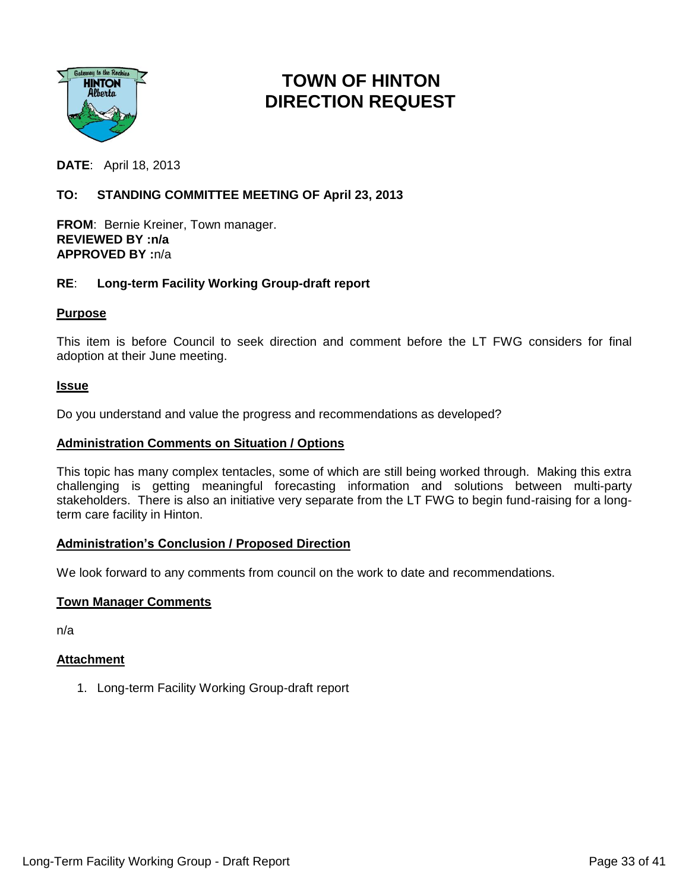# TOWN OF HINTON DIRECTION REQUEST

**DATE**: April 18, 2013

**TO: STANDING COMMITTEE MEETING OF April 23, 2013**

**FROM**: Bernie Kreiner, Town manager.
**REVIEWED BY :n/a**
**APPROVED BY :**n/a

**RE**: **Long-term Facility Working Group-draft report**

## Purpose

This item is before Council to seek direction and comment before the LT FWG considers for final adoption at their June meeting.

## Issue

Do you understand and value the progress and recommendations as developed?

## Administration Comments on Situation / Options

This topic has many complex tentacles, some of which are still being worked through. Making this extra challenging is getting meaningful forecasting information and solutions between multi-party stakeholders. There is also an initiative very separate from the LT FWG to begin fund-raising for a long-term care facility in Hinton.

## Administration's Conclusion / Proposed Direction

We look forward to any comments from council on the work to date and recommendations.

## Town Manager Comments

n/a

## Attachment

1. Long-term Facility Working Group-draft report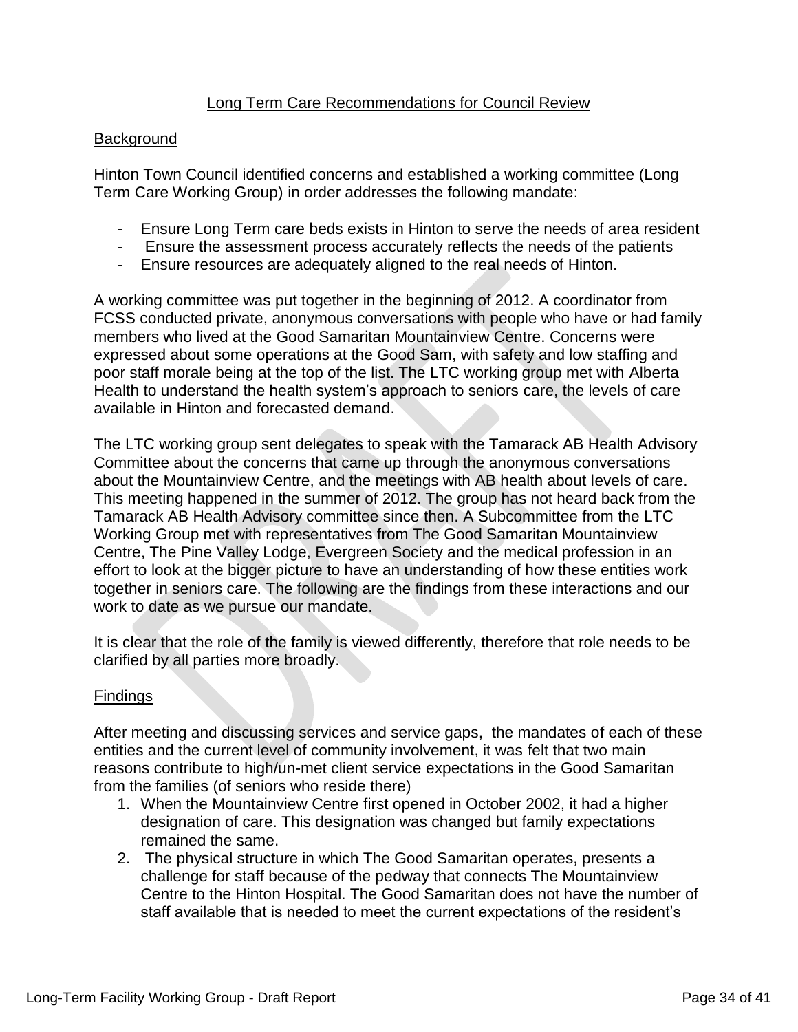## Long Term Care Recommendations for Council Review

### Background

Hinton Town Council identified concerns and established a working committee (Long Term Care Working Group) in order addresses the following mandate:

- Ensure Long Term care beds exists in Hinton to serve the needs of area resident
- Ensure the assessment process accurately reflects the needs of the patients
- Ensure resources are adequately aligned to the real needs of Hinton.

A working committee was put together in the beginning of 2012. A coordinator from FCSS conducted private, anonymous conversations with people who have or had family members who lived at the Good Samaritan Mountainview Centre. Concerns were expressed about some operations at the Good Sam, with safety and low staffing and poor staff morale being at the top of the list. The LTC working group met with Alberta Health to understand the health system's approach to seniors care, the levels of care available in Hinton and forecasted demand.

The LTC working group sent delegates to speak with the Tamarack AB Health Advisory Committee about the concerns that came up through the anonymous conversations about the Mountainview Centre, and the meetings with AB health about levels of care. This meeting happened in the summer of 2012. The group has not heard back from the Tamarack AB Health Advisory committee since then. A Subcommittee from the LTC Working Group met with representatives from The Good Samaritan Mountainview Centre, The Pine Valley Lodge, Evergreen Society and the medical profession in an effort to look at the bigger picture to have an understanding of how these entities work together in seniors care. The following are the findings from these interactions and our work to date as we pursue our mandate.

It is clear that the role of the family is viewed differently, therefore that role needs to be clarified by all parties more broadly.

### Findings

After meeting and discussing services and service gaps, the mandates of each of these entities and the current level of community involvement, it was felt that two main reasons contribute to high/un-met client service expectations in the Good Samaritan from the families (of seniors who reside there)

1. When the Mountainview Centre first opened in October 2002, it had a higher designation of care. This designation was changed but family expectations remained the same.
2. The physical structure in which The Good Samaritan operates, presents a challenge for staff because of the pedway that connects The Mountainview Centre to the Hinton Hospital. The Good Samaritan does not have the number of staff available that is needed to meet the current expectations of the resident's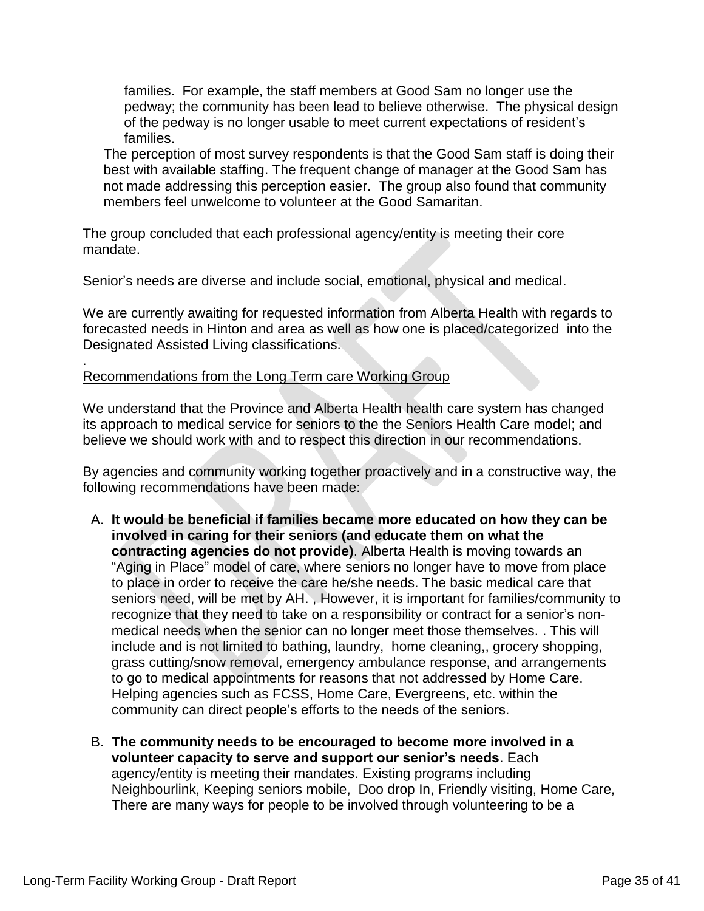families. For example, the staff members at Good Sam no longer use the pedway; the community has been lead to believe otherwise. The physical design of the pedway is no longer usable to meet current expectations of resident's families.

The perception of most survey respondents is that the Good Sam staff is doing their best with available staffing. The frequent change of manager at the Good Sam has not made addressing this perception easier. The group also found that community members feel unwelcome to volunteer at the Good Samaritan.

The group concluded that each professional agency/entity is meeting their core mandate.

Senior's needs are diverse and include social, emotional, physical and medical.

We are currently awaiting for requested information from Alberta Health with regards to forecasted needs in Hinton and area as well as how one is placed/categorized into the Designated Assisted Living classifications.

.

Recommendations from the Long Term care Working Group

We understand that the Province and Alberta Health health care system has changed its approach to medical service for seniors to the the Seniors Health Care model; and believe we should work with and to respect this direction in our recommendations.

By agencies and community working together proactively and in a constructive way, the following recommendations have been made:

A. **It would be beneficial if families became more educated on how they can be involved in caring for their seniors (and educate them on what the contracting agencies do not provide)**. Alberta Health is moving towards an "Aging in Place" model of care, where seniors no longer have to move from place to place in order to receive the care he/she needs. The basic medical care that seniors need, will be met by AH. , However, it is important for families/community to recognize that they need to take on a responsibility or contract for a senior's non-medical needs when the senior can no longer meet those themselves. . This will include and is not limited to bathing, laundry, home cleaning,, grocery shopping, grass cutting/snow removal, emergency ambulance response, and arrangements to go to medical appointments for reasons that not addressed by Home Care. Helping agencies such as FCSS, Home Care, Evergreens, etc. within the community can direct people's efforts to the needs of the seniors.

B. **The community needs to be encouraged to become more involved in a volunteer capacity to serve and support our senior's needs**. Each agency/entity is meeting their mandates. Existing programs including Neighbourlink, Keeping seniors mobile, Doo drop In, Friendly visiting, Home Care, There are many ways for people to be involved through volunteering to be a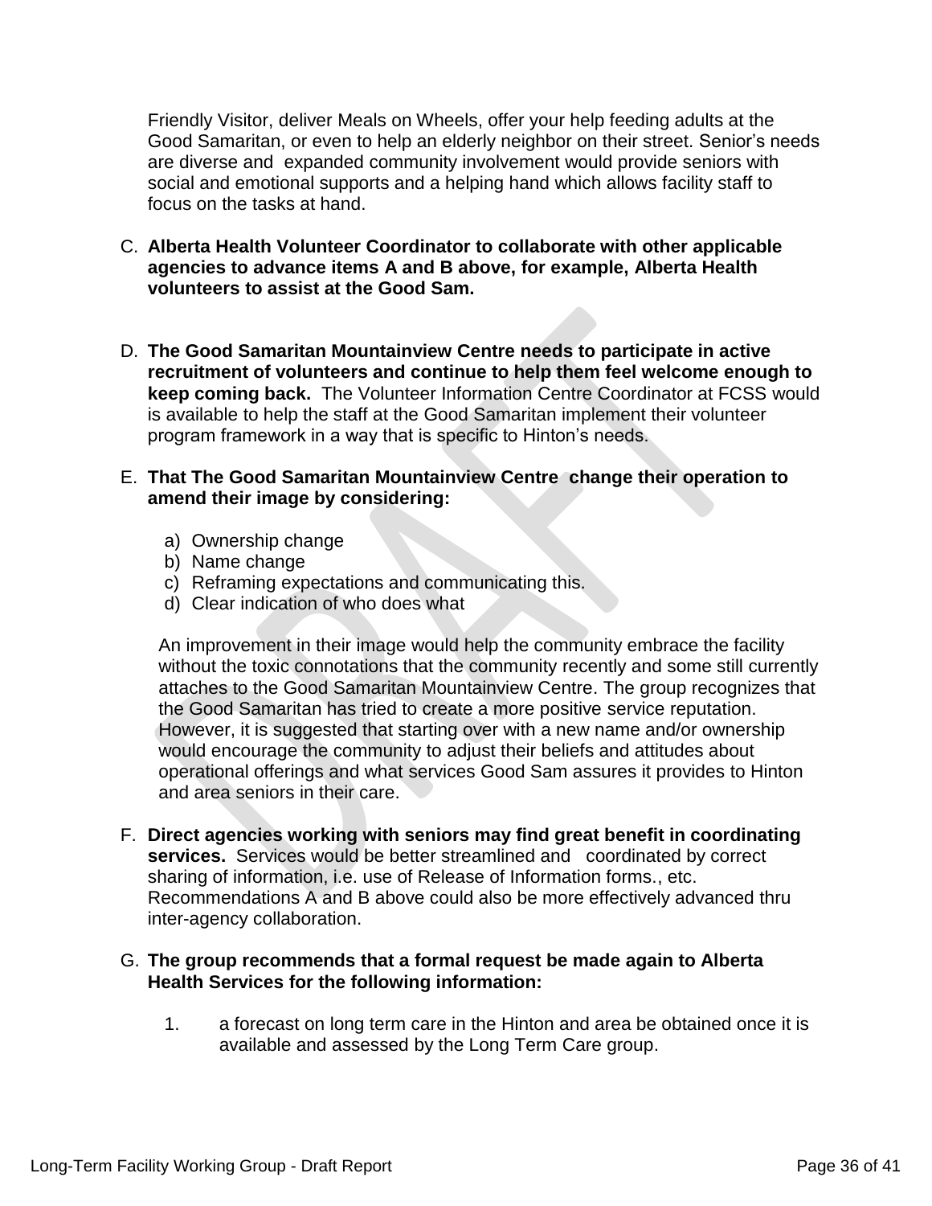Friendly Visitor, deliver Meals on Wheels, offer your help feeding adults at the Good Samaritan, or even to help an elderly neighbor on their street. Senior's needs are diverse and expanded community involvement would provide seniors with social and emotional supports and a helping hand which allows facility staff to focus on the tasks at hand.

C. **Alberta Health Volunteer Coordinator to collaborate with other applicable agencies to advance items A and B above, for example, Alberta Health volunteers to assist at the Good Sam.**

D. **The Good Samaritan Mountainview Centre needs to participate in active recruitment of volunteers and continue to help them feel welcome enough to keep coming back.** The Volunteer Information Centre Coordinator at FCSS would is available to help the staff at the Good Samaritan implement their volunteer program framework in a way that is specific to Hinton's needs.

E. **That The Good Samaritan Mountainview Centre change their operation to amend their image by considering:**

   a) Ownership change
   b) Name change
   c) Reframing expectations and communicating this.
   d) Clear indication of who does what

   An improvement in their image would help the community embrace the facility without the toxic connotations that the community recently and some still currently attaches to the Good Samaritan Mountainview Centre. The group recognizes that the Good Samaritan has tried to create a more positive service reputation. However, it is suggested that starting over with a new name and/or ownership would encourage the community to adjust their beliefs and attitudes about operational offerings and what services Good Sam assures it provides to Hinton and area seniors in their care.

F. **Direct agencies working with seniors may find great benefit in coordinating services.** Services would be better streamlined and coordinated by correct sharing of information, i.e. use of Release of Information forms., etc. Recommendations A and B above could also be more effectively advanced thru inter-agency collaboration.

G. **The group recommends that a formal request be made again to Alberta Health Services for the following information:**

   1. a forecast on long term care in the Hinton and area be obtained once it is available and assessed by the Long Term Care group.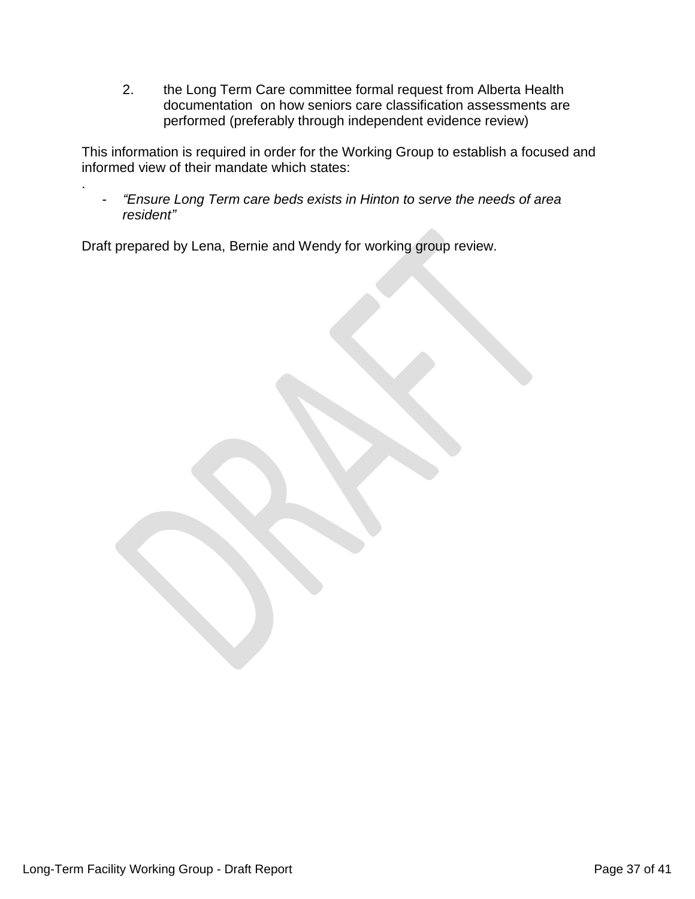2. the Long Term Care committee formal request from Alberta Health documentation on how seniors care classification assessments are performed (preferably through independent evidence review)

This information is required in order for the Working Group to establish a focused and informed view of their mandate which states:
.

- *"Ensure Long Term care beds exists in Hinton to serve the needs of area resident"*

Draft prepared by Lena, Bernie and Wendy for working group review.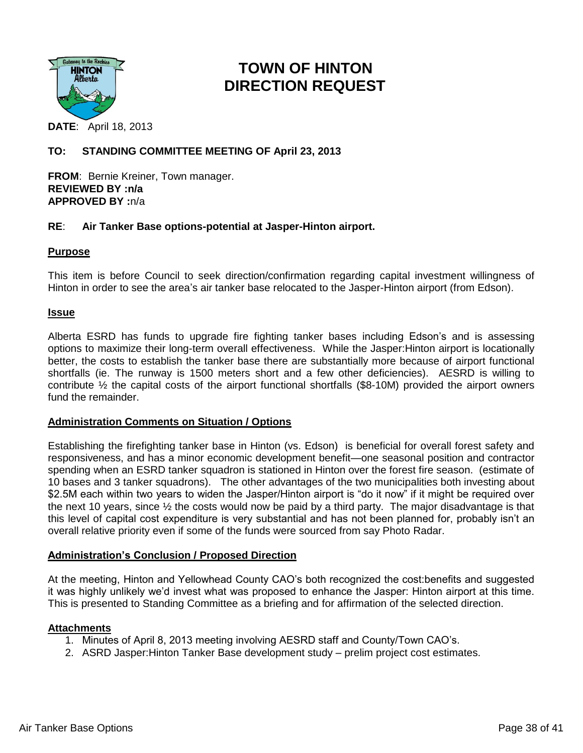# TOWN OF HINTON
# DIRECTION REQUEST

**DATE**: April 18, 2013

**TO: STANDING COMMITTEE MEETING OF April 23, 2013**

**FROM**: Bernie Kreiner, Town manager.
**REVIEWED BY :n/a**
**APPROVED BY :**n/a

**RE**: **Air Tanker Base options-potential at Jasper-Hinton airport.**

## Purpose

This item is before Council to seek direction/confirmation regarding capital investment willingness of Hinton in order to see the area's air tanker base relocated to the Jasper-Hinton airport (from Edson).

## Issue

Alberta ESRD has funds to upgrade fire fighting tanker bases including Edson's and is assessing options to maximize their long-term overall effectiveness. While the Jasper:Hinton airport is locationally better, the costs to establish the tanker base there are substantially more because of airport functional shortfalls (ie. The runway is 1500 meters short and a few other deficiencies). AESRD is willing to contribute ½ the capital costs of the airport functional shortfalls ($8-10M) provided the airport owners fund the remainder.

## Administration Comments on Situation / Options

Establishing the firefighting tanker base in Hinton (vs. Edson) is beneficial for overall forest safety and responsiveness, and has a minor economic development benefit—one seasonal position and contractor spending when an ESRD tanker squadron is stationed in Hinton over the forest fire season. (estimate of 10 bases and 3 tanker squadrons). The other advantages of the two municipalities both investing about $2.5M each within two years to widen the Jasper/Hinton airport is "do it now" if it might be required over the next 10 years, since ½ the costs would now be paid by a third party. The major disadvantage is that this level of capital cost expenditure is very substantial and has not been planned for, probably isn't an overall relative priority even if some of the funds were sourced from say Photo Radar.

## Administration's Conclusion / Proposed Direction

At the meeting, Hinton and Yellowhead County CAO's both recognized the cost:benefits and suggested it was highly unlikely we'd invest what was proposed to enhance the Jasper: Hinton airport at this time. This is presented to Standing Committee as a briefing and for affirmation of the selected direction.

## Attachments

1. Minutes of April 8, 2013 meeting involving AESRD staff and County/Town CAO's.
2. ASRD Jasper:Hinton Tanker Base development study – prelim project cost estimates.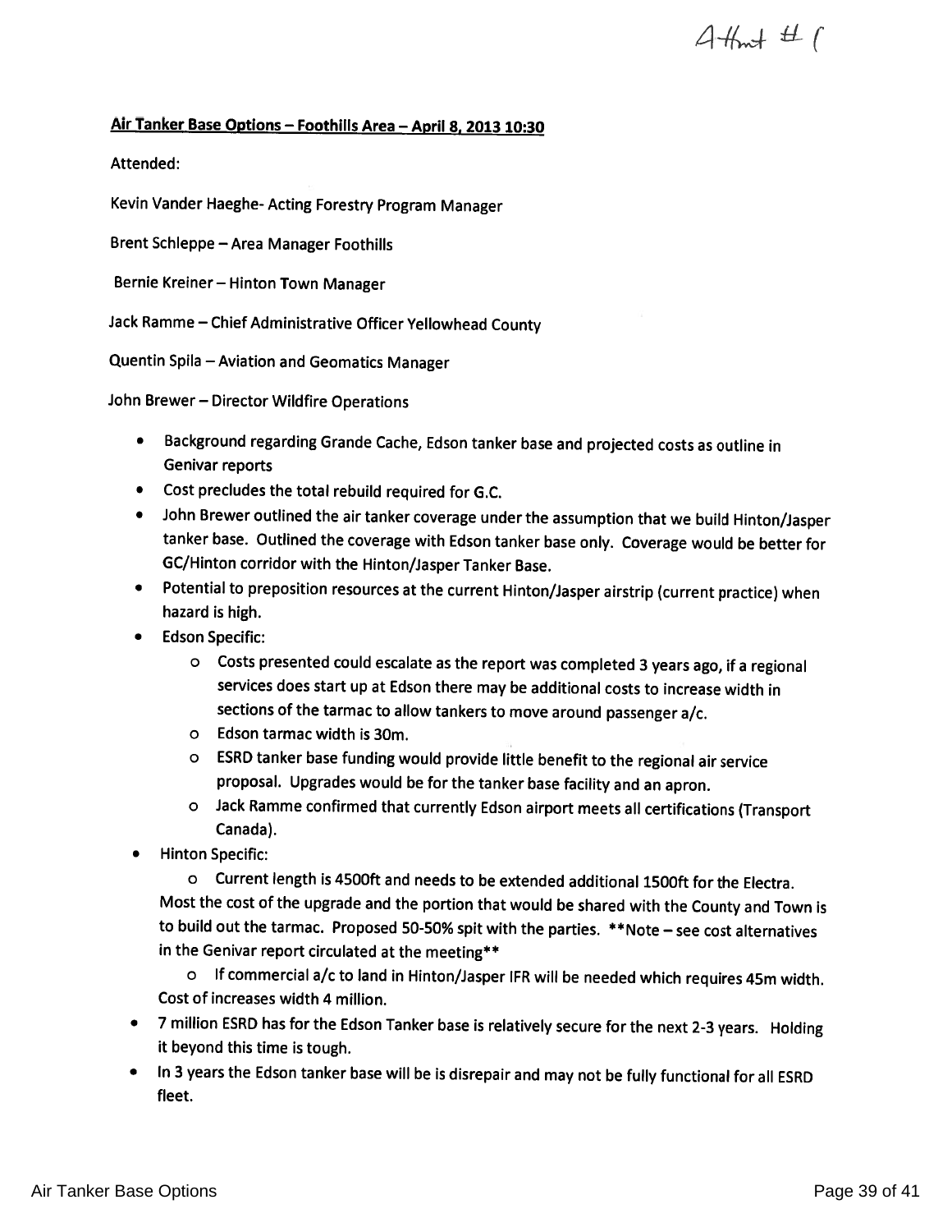Attmt # 1

**Air Tanker Base Options – Foothills Area – April 8, 2013 10:30**

Attended:

Kevin Vander Haeghe- Acting Forestry Program Manager

Brent Schleppe – Area Manager Foothills

Bernie Kreiner – Hinton Town Manager

Jack Ramme – Chief Administrative Officer Yellowhead County

Quentin Spila – Aviation and Geomatics Manager

John Brewer – Director Wildfire Operations

- Background regarding Grande Cache, Edson tanker base and projected costs as outline in Genivar reports
- Cost precludes the total rebuild required for G.C.
- John Brewer outlined the air tanker coverage under the assumption that we build Hinton/Jasper tanker base. Outlined the coverage with Edson tanker base only. Coverage would be better for GC/Hinton corridor with the Hinton/Jasper Tanker Base.
- Potential to preposition resources at the current Hinton/Jasper airstrip (current practice) when hazard is high.
- Edson Specific:
  - Costs presented could escalate as the report was completed 3 years ago, if a regional services does start up at Edson there may be additional costs to increase width in sections of the tarmac to allow tankers to move around passenger a/c.
  - Edson tarmac width is 30m.
  - ESRD tanker base funding would provide little benefit to the regional air service proposal. Upgrades would be for the tanker base facility and an apron.
  - Jack Ramme confirmed that currently Edson airport meets all certifications (Transport Canada).
- Hinton Specific:
  - Current length is 4500ft and needs to be extended additional 1500ft for the Electra. Most the cost of the upgrade and the portion that would be shared with the County and Town is to build out the tarmac. Proposed 50-50% spit with the parties. **Note – see cost alternatives in the Genivar report circulated at the meeting**
  - If commercial a/c to land in Hinton/Jasper IFR will be needed which requires 45m width. Cost of increases width 4 million.
- 7 million ESRD has for the Edson Tanker base is relatively secure for the next 2-3 years. Holding it beyond this time is tough.
- In 3 years the Edson tanker base will be is disrepair and may not be fully functional for all ESRD fleet.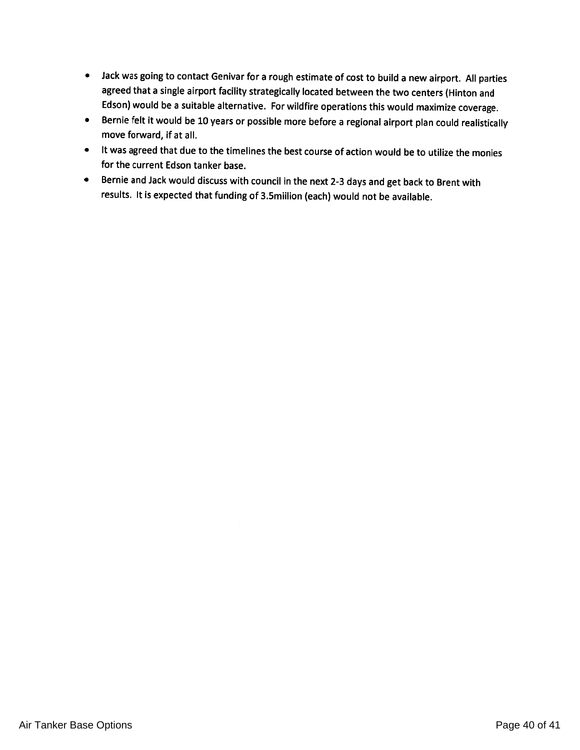- Jack was going to contact Genivar for a rough estimate of cost to build a new airport. All parties agreed that a single airport facility strategically located between the two centers (Hinton and Edson) would be a suitable alternative. For wildfire operations this would maximize coverage.
- Bernie felt it would be 10 years or possible more before a regional airport plan could realistically move forward, if at all.
- It was agreed that due to the timelines the best course of action would be to utilize the monies for the current Edson tanker base.
- Bernie and Jack would discuss with council in the next 2-3 days and get back to Brent with results. It is expected that funding of 3.5miilion (each) would not be available.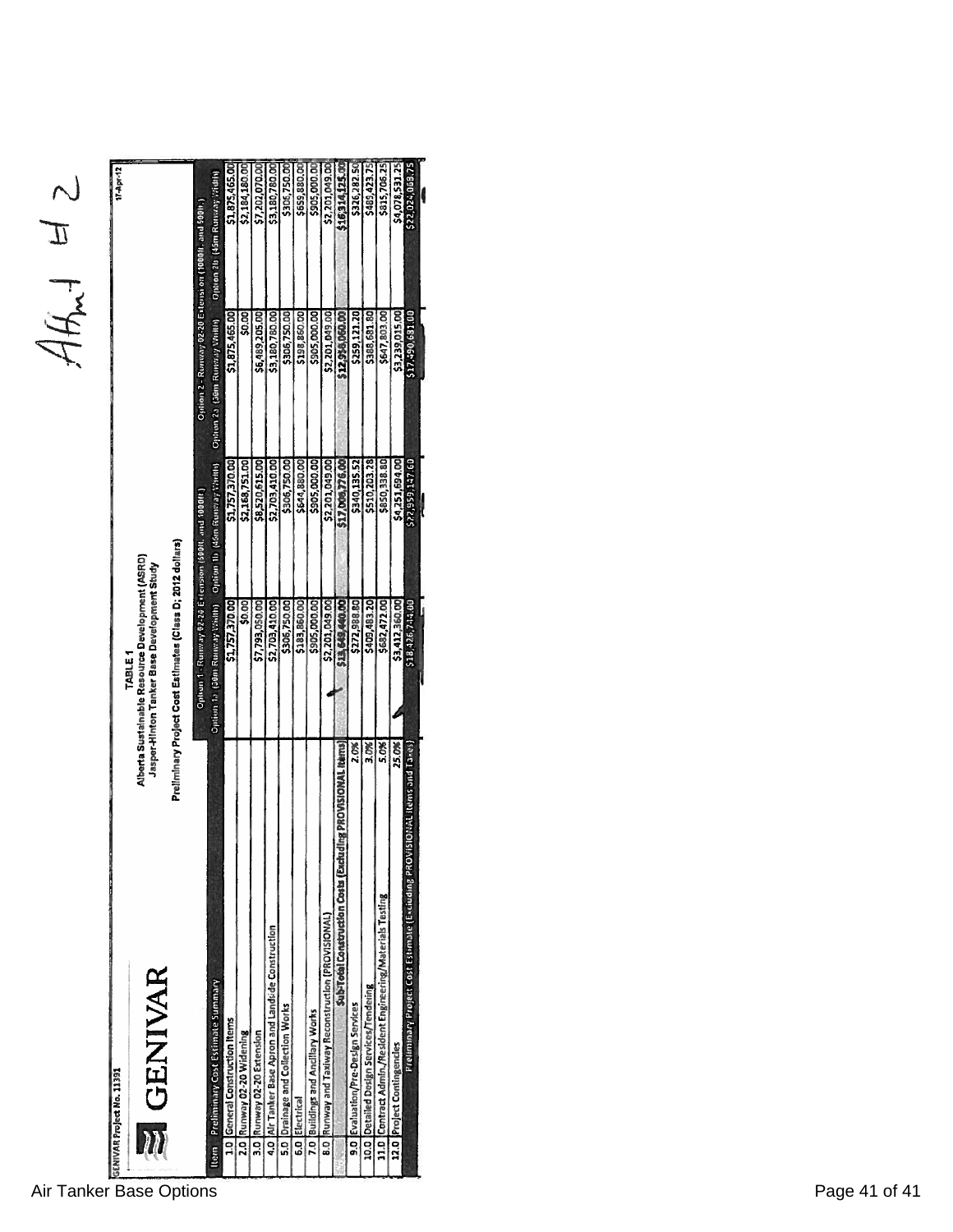GENIVAR Project No. 11391

17-Apr-12

GENIVAR

TABLE 1

Alberta Sustainable Resource Development (ASRD)

Jasper-Hinton Tanker Base Development Study

Preliminary Project Cost Estimates (Class D; 2012 dollars)

| Item | Preliminary Cost Estimate Summary | | Option 1 - Runway 02-20 Extension (500ft. and 1000ft.) | | Option 2 - Runway 02-20 Extension (1000ft. and 500ft.) | |
|---|---|---|---|---|---|---|
| | | | Option 1a (30m Runway Width) | Option 1b (45m Runway Width) | Option 2a (30m Runway Width) | Option 2b (45m Runway Width) |
| 1.0 | General Construction Items | | $1,757,370.00 | $1,757,370.00 | $1,875,465.00 | $1,875,465.00 |
| 2.0 | Runway 02-20 Widening | | $0.00 | $2,168,751.00 | $0.00 | $2,184,180.00 |
| 3.0 | Runway 02-20 Extension | | $7,793,050.00 | $8,520,615.00 | $6,489,205.00 | $7,202,070.00 |
| 4.0 | Air Tanker Base Apron and Landside Construction | | $2,703,410.00 | $2,703,410.00 | $3,180,780.00 | $3,180,780.00 |
| 5.0 | Drainage and Collection Works | | $306,750.00 | $306,750.00 | $306,750.00 | $306,750.00 |
| 6.0 | Electrical | | $183,860.00 | $644,880.00 | $198,860.00 | $659,880.00 |
| 7.0 | Buildings and Ancillary Works | | $905,000.00 | $905,000.00 | $905,000.00 | $905,000.00 |
| 8.0 | Runway and Taxiway Reconstruction (PROVISIONAL) | | $2,201,049.00 | $2,201,049.00 | $2,201,049.00 | $2,201,049.00 |
| | Sub-Total Construction Costs (Excluding PROVISIONAL Items) | | $13,649,440.00 | $17,006,776.00 | $12,956,060.00 | $16,314,125.00 |
| 9.0 | Evaluation/Pre-Design Services | 2.0% | $272,988.80 | $340,135.52 | $259,121.20 | $326,282.50 |
| 10.0 | Detailed Design Services/Tendering | 3.0% | $409,483.20 | $510,203.28 | $388,681.80 | $489,423.75 |
| 11.0 | Contract Admin./Resident Engineering/Materials Testing | 5.0% | $682,472.00 | $850,338.80 | $647,803.00 | $815,706.25 |
| 12.0 | Project Contingencies | 25.0% | $3,412,360.00 | $4,251,694.00 | $3,239,015.00 | $4,078,531.25 |
| | Preliminary Project Cost Estimate (Excluding PROVISIONAL Items and Taxes) | | $18,426,744.00 | $22,959,147.60 | $17,490,681.00 | $22,024,068.75 |

Att 1 # 2